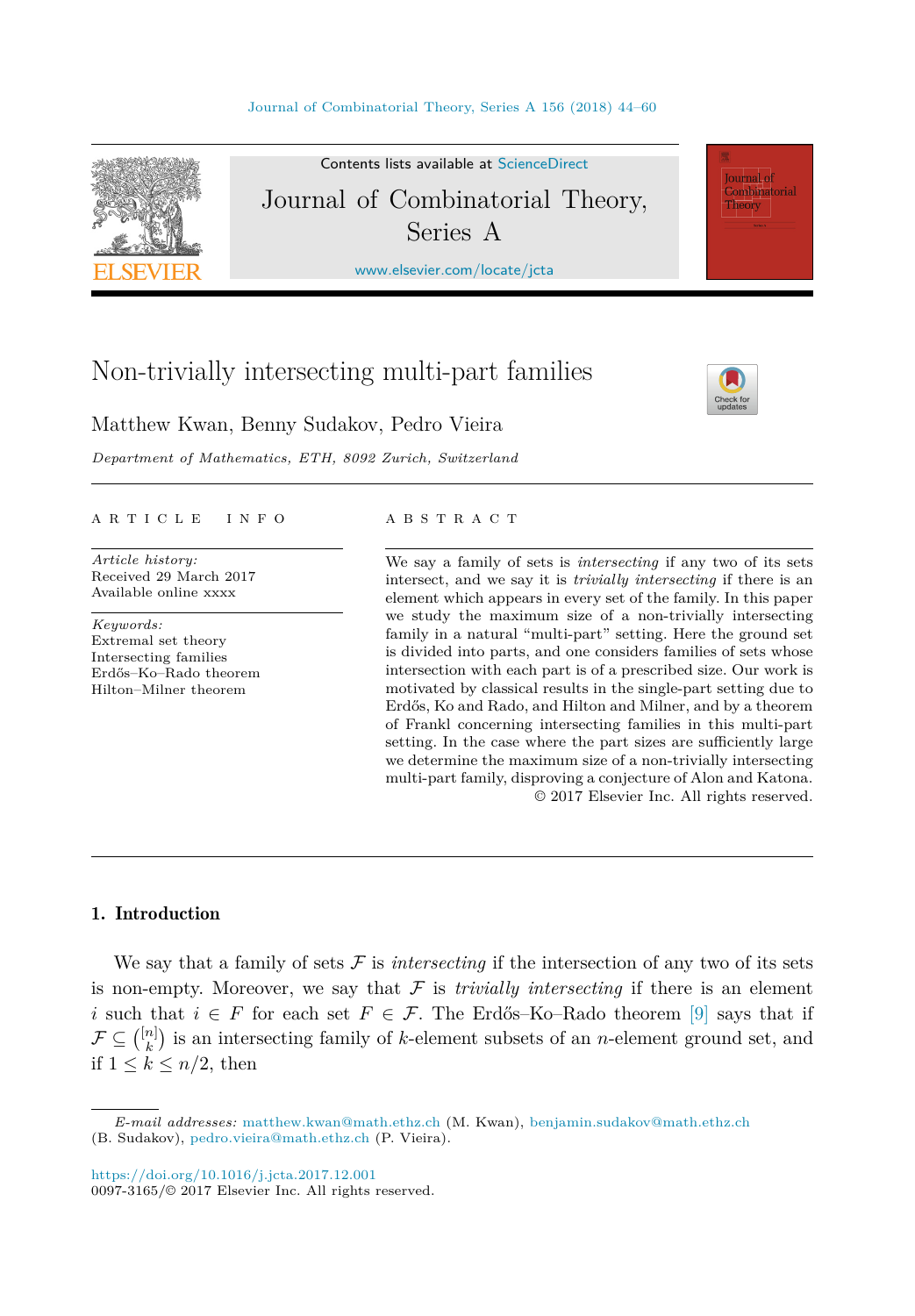# Non-trivially intersecting multi-part families

Matthew Kwan, Benny Sudakov, Pedro Vieira

*Department of Mathematics, ETH, 8092 Zurich, Switzerland*

## ARTICLE INFO

*Article history:*
Received 29 March 2017
Available online xxxx

*Keywords:*
Extremal set theory
Intersecting families
Erdős–Ko–Rado theorem
Hilton–Milner theorem

## ABSTRACT

We say a family of sets is *intersecting* if any two of its sets intersect, and we say it is *trivially intersecting* if there is an element which appears in every set of the family. In this paper we study the maximum size of a non-trivially intersecting family in a natural "multi-part" setting. Here the ground set is divided into parts, and one considers families of sets whose intersection with each part is of a prescribed size. Our work is motivated by classical results in the single-part setting due to Erdős, Ko and Rado, and Hilton and Milner, and by a theorem of Frankl concerning intersecting families in this multi-part setting. In the case where the part sizes are sufficiently large we determine the maximum size of a non-trivially intersecting multi-part family, disproving a conjecture of Alon and Katona.

© 2017 Elsevier Inc. All rights reserved.

## 1. Introduction

We say that a family of sets $\mathcal{F}$ is *intersecting* if the intersection of any two of its sets is non-empty. Moreover, we say that $\mathcal{F}$ is *trivially intersecting* if there is an element $i$ such that $i \in F$ for each set $F \in \mathcal{F}$. The Erdős–Ko–Rado theorem [9] says that if $\mathcal{F} \subseteq \binom{[n]}{k}$ is an intersecting family of $k$-element subsets of an $n$-element ground set, and if $1 \leq k \leq n/2$, then

*E-mail addresses:* matthew.kwan@math.ethz.ch (M. Kwan), benjamin.sudakov@math.ethz.ch (B. Sudakov), pedro.vieira@math.ethz.ch (P. Vieira).

https://doi.org/10.1016/j.jcta.2017.12.001
0097-3165/© 2017 Elsevier Inc. All rights reserved.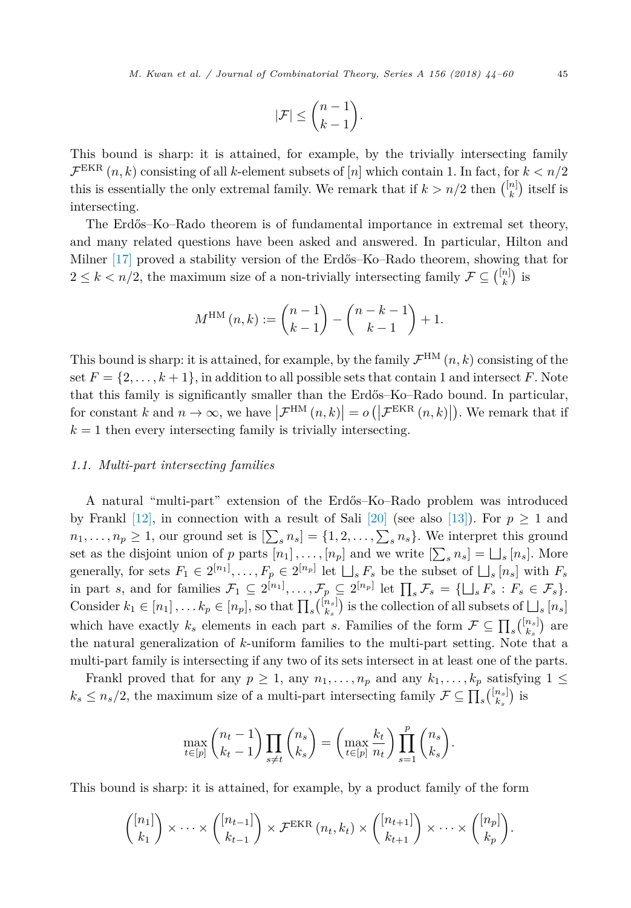$$|\mathcal{F}| \le \binom{n-1}{k-1}.$$

This bound is sharp: it is attained, for example, by the trivially intersecting family $\mathcal{F}^{\mathrm{EKR}}(n,k)$ consisting of all $k$-element subsets of $[n]$ which contain 1. In fact, for $k < n/2$ this is essentially the only extremal family. We remark that if $k > n/2$ then $\binom{[n]}{k}$ itself is intersecting.

The Erdős–Ko–Rado theorem is of fundamental importance in extremal set theory, and many related questions have been asked and answered. In particular, Hilton and Milner [17] proved a stability version of the Erdős–Ko–Rado theorem, showing that for $2 \le k < n/2$, the maximum size of a non-trivially intersecting family $\mathcal{F} \subseteq \binom{[n]}{k}$ is

$$M^{\mathrm{HM}}(n,k) := \binom{n-1}{k-1} - \binom{n-k-1}{k-1} + 1.$$

This bound is sharp: it is attained, for example, by the family $\mathcal{F}^{\mathrm{HM}}(n,k)$ consisting of the set $F = \{2, \ldots, k+1\}$, in addition to all possible sets that contain 1 and intersect $F$. Note that this family is significantly smaller than the Erdős–Ko–Rado bound. In particular, for constant $k$ and $n \to \infty$, we have $\left|\mathcal{F}^{\mathrm{HM}}(n,k)\right| = o\left(\left|\mathcal{F}^{\mathrm{EKR}}(n,k)\right|\right)$. We remark that if $k = 1$ then every intersecting family is trivially intersecting.

### 1.1. Multi-part intersecting families

A natural "multi-part" extension of the Erdős–Ko–Rado problem was introduced by Frankl [12], in connection with a result of Sali [20] (see also [13]). For $p \ge 1$ and $n_1, \ldots, n_p \ge 1$, our ground set is $[\sum_s n_s] = \{1, 2, \ldots, \sum_s n_s\}$. We interpret this ground set as the disjoint union of $p$ parts $[n_1], \ldots, [n_p]$ and we write $[\sum_s n_s] = \bigsqcup_s [n_s]$. More generally, for sets $F_1 \in 2^{[n_1]}, \ldots, F_p \in 2^{[n_p]}$ let $\bigsqcup_s F_s$ be the subset of $\bigsqcup_s [n_s]$ with $F_s$ in part $s$, and for families $\mathcal{F}_1 \subseteq 2^{[n_1]}, \ldots, \mathcal{F}_p \subseteq 2^{[n_p]}$ let $\prod_s \mathcal{F}_s = \{\bigsqcup_s F_s : F_s \in \mathcal{F}_s\}$. Consider $k_1 \in [n_1], \ldots k_p \in [n_p]$, so that $\prod_s \binom{[n_s]}{k_s}$ is the collection of all subsets of $\bigsqcup_s [n_s]$ which have exactly $k_s$ elements in each part $s$. Families of the form $\mathcal{F} \subseteq \prod_s \binom{[n_s]}{k_s}$ are the natural generalization of $k$-uniform families to the multi-part setting. Note that a multi-part family is intersecting if any two of its sets intersect in at least one of the parts.

Frankl proved that for any $p \ge 1$, any $n_1, \ldots, n_p$ and any $k_1, \ldots, k_p$ satisfying $1 \le k_s \le n_s/2$, the maximum size of a multi-part intersecting family $\mathcal{F} \subseteq \prod_s \binom{[n_s]}{k_s}$ is

$$\max_{t \in [p]} \binom{n_t - 1}{k_t - 1} \prod_{s \ne t} \binom{n_s}{k_s} = \left(\max_{t \in [p]} \frac{k_t}{n_t}\right) \prod_{s=1}^{p} \binom{n_s}{k_s}.$$

This bound is sharp: it is attained, for example, by a product family of the form

$$\binom{[n_1]}{k_1} \times \cdots \times \binom{[n_{t-1}]}{k_{t-1}} \times \mathcal{F}^{\mathrm{EKR}}(n_t, k_t) \times \binom{[n_{t+1}]}{k_{t+1}} \times \cdots \times \binom{[n_p]}{k_p}.$$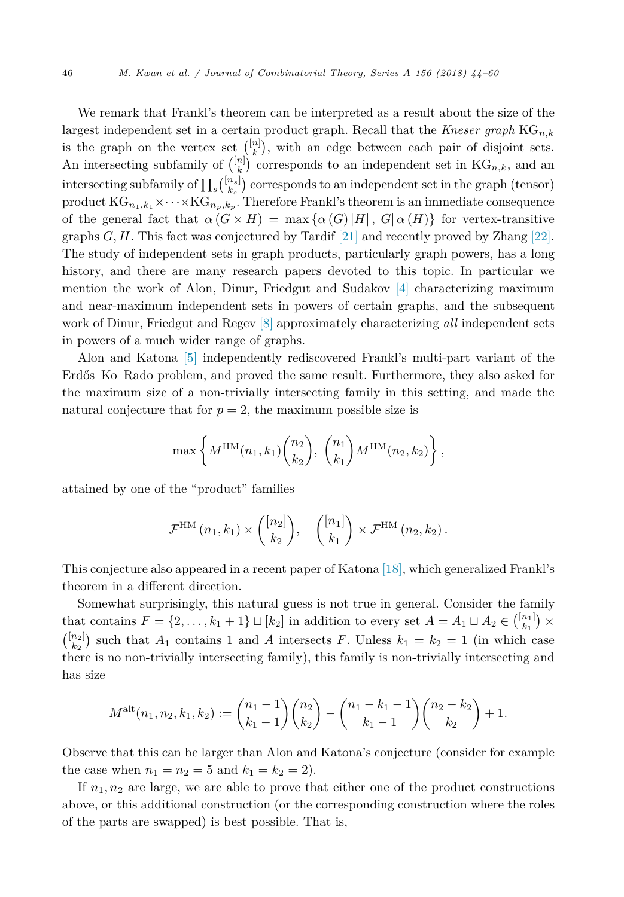We remark that Frankl's theorem can be interpreted as a result about the size of the largest independent set in a certain product graph. Recall that the *Kneser graph* $\mathrm{KG}_{n,k}$ is the graph on the vertex set $\binom{[n]}{k}$, with an edge between each pair of disjoint sets. An intersecting subfamily of $\binom{[n]}{k}$ corresponds to an independent set in $\mathrm{KG}_{n,k}$, and an intersecting subfamily of $\prod_s \binom{[n_s]}{k_s}$ corresponds to an independent set in the graph (tensor) product $\mathrm{KG}_{n_1,k_1} \times \cdots \times \mathrm{KG}_{n_p,k_p}$. Therefore Frankl's theorem is an immediate consequence of the general fact that $\alpha(G \times H) = \max\{\alpha(G)|H|, |G|\alpha(H)\}$ for vertex-transitive graphs $G, H$. This fact was conjectured by Tardif [21] and recently proved by Zhang [22]. The study of independent sets in graph products, particularly graph powers, has a long history, and there are many research papers devoted to this topic. In particular we mention the work of Alon, Dinur, Friedgut and Sudakov [4] characterizing maximum and near-maximum independent sets in powers of certain graphs, and the subsequent work of Dinur, Friedgut and Regev [8] approximately characterizing *all* independent sets in powers of a much wider range of graphs.

Alon and Katona [5] independently rediscovered Frankl's multi-part variant of the Erdős–Ko–Rado problem, and proved the same result. Furthermore, they also asked for the maximum size of a non-trivially intersecting family in this setting, and made the natural conjecture that for $p = 2$, the maximum possible size is

$$\max\left\{M^{\mathrm{HM}}(n_1,k_1)\binom{n_2}{k_2},\ \binom{n_1}{k_1}M^{\mathrm{HM}}(n_2,k_2)\right\},$$

attained by one of the "product" families

$$\mathcal{F}^{\mathrm{HM}}(n_1,k_1) \times \binom{[n_2]}{k_2}, \quad \binom{[n_1]}{k_1} \times \mathcal{F}^{\mathrm{HM}}(n_2,k_2).$$

This conjecture also appeared in a recent paper of Katona [18], which generalized Frankl's theorem in a different direction.

Somewhat surprisingly, this natural guess is not true in general. Consider the family that contains $F = \{2, \ldots, k_1+1\} \sqcup [k_2]$ in addition to every set $A = A_1 \sqcup A_2 \in \binom{[n_1]}{k_1} \times \binom{[n_2]}{k_2}$ such that $A_1$ contains 1 and $A$ intersects $F$. Unless $k_1 = k_2 = 1$ (in which case there is no non-trivially intersecting family), this family is non-trivially intersecting and has size

$$M^{\mathrm{alt}}(n_1,n_2,k_1,k_2) := \binom{n_1-1}{k_1-1}\binom{n_2}{k_2} - \binom{n_1-k_1-1}{k_1-1}\binom{n_2-k_2}{k_2} + 1.$$

Observe that this can be larger than Alon and Katona's conjecture (consider for example the case when $n_1 = n_2 = 5$ and $k_1 = k_2 = 2$).

If $n_1, n_2$ are large, we are able to prove that either one of the product constructions above, or this additional construction (or the corresponding construction where the roles of the parts are swapped) is best possible. That is,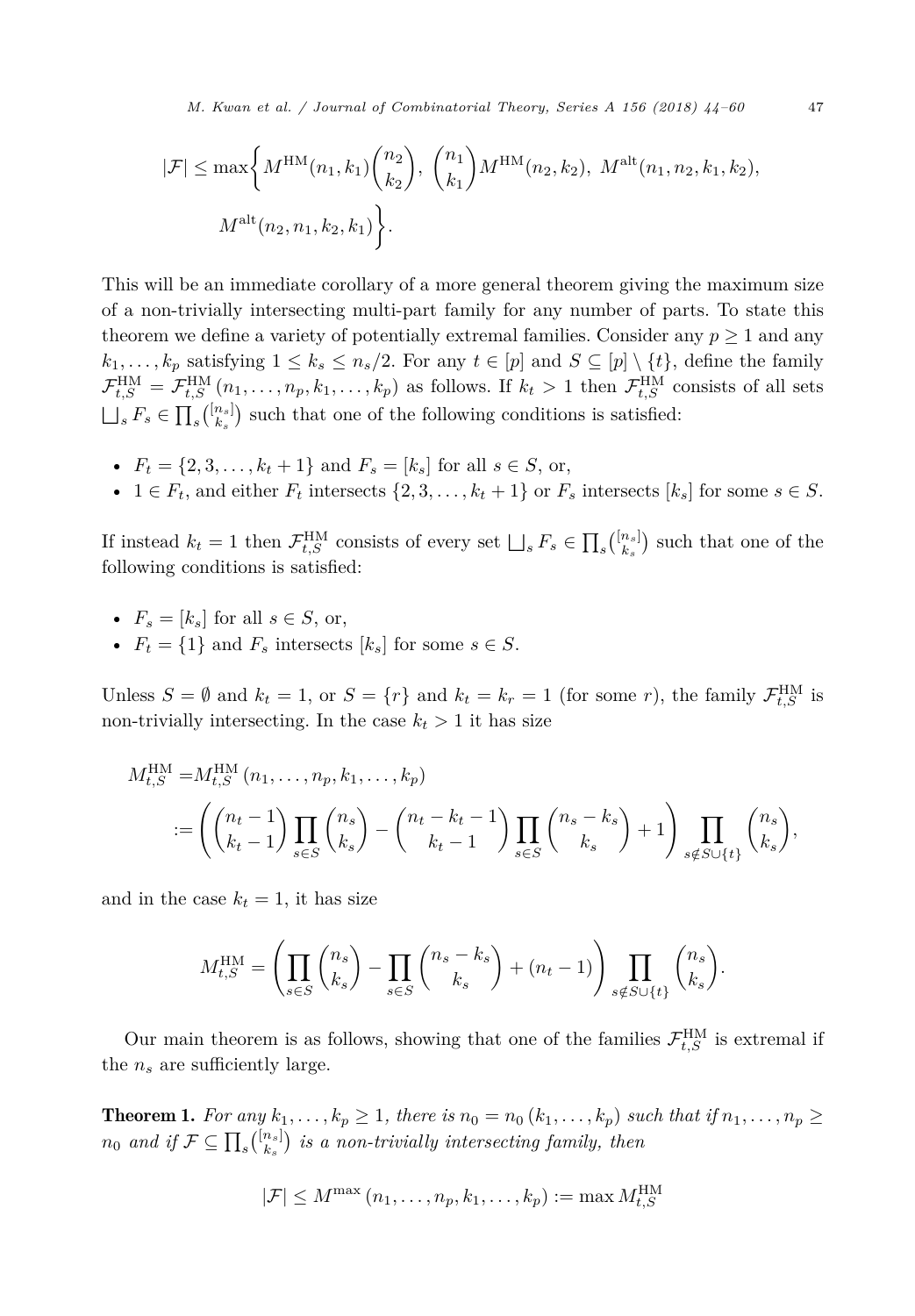$$|\mathcal{F}| \leq \max\Bigg\{ M^{\mathrm{HM}}(n_1, k_1)\binom{n_2}{k_2},\ \binom{n_1}{k_1} M^{\mathrm{HM}}(n_2, k_2),\ M^{\mathrm{alt}}(n_1, n_2, k_1, k_2),$$
$$M^{\mathrm{alt}}(n_2, n_1, k_2, k_1) \Bigg\}.$$

This will be an immediate corollary of a more general theorem giving the maximum size of a non-trivially intersecting multi-part family for any number of parts. To state this theorem we define a variety of potentially extremal families. Consider any $p \geq 1$ and any $k_1, \ldots, k_p$ satisfying $1 \leq k_s \leq n_s/2$. For any $t \in [p]$ and $S \subseteq [p] \setminus \{t\}$, define the family $\mathcal{F}_{t,S}^{\mathrm{HM}} = \mathcal{F}_{t,S}^{\mathrm{HM}}(n_1, \ldots, n_p, k_1, \ldots, k_p)$ as follows. If $k_t > 1$ then $\mathcal{F}_{t,S}^{\mathrm{HM}}$ consists of all sets $\bigsqcup_s F_s \in \prod_s \binom{[n_s]}{k_s}$ such that one of the following conditions is satisfied:

- $F_t = \{2, 3, \ldots, k_t + 1\}$ and $F_s = [k_s]$ for all $s \in S$, or,
- $1 \in F_t$, and either $F_t$ intersects $\{2, 3, \ldots, k_t + 1\}$ or $F_s$ intersects $[k_s]$ for some $s \in S$.

If instead $k_t = 1$ then $\mathcal{F}_{t,S}^{\mathrm{HM}}$ consists of every set $\bigsqcup_s F_s \in \prod_s \binom{[n_s]}{k_s}$ such that one of the following conditions is satisfied:

- $F_s = [k_s]$ for all $s \in S$, or,
- $F_t = \{1\}$ and $F_s$ intersects $[k_s]$ for some $s \in S$.

Unless $S = \emptyset$ and $k_t = 1$, or $S = \{r\}$ and $k_t = k_r = 1$ (for some $r$), the family $\mathcal{F}_{t,S}^{\mathrm{HM}}$ is non-trivially intersecting. In the case $k_t > 1$ it has size

$$\begin{aligned} M_{t,S}^{\mathrm{HM}} =& M_{t,S}^{\mathrm{HM}}(n_1, \ldots, n_p, k_1, \ldots, k_p) \\ :=& \left( \binom{n_t - 1}{k_t - 1} \prod_{s \in S} \binom{n_s}{k_s} - \binom{n_t - k_t - 1}{k_t - 1} \prod_{s \in S} \binom{n_s - k_s}{k_s} + 1 \right) \prod_{s \notin S \cup \{t\}} \binom{n_s}{k_s}, \end{aligned}$$

and in the case $k_t = 1$, it has size

$$M_{t,S}^{\mathrm{HM}} = \left( \prod_{s \in S} \binom{n_s}{k_s} - \prod_{s \in S} \binom{n_s - k_s}{k_s} + (n_t - 1) \right) \prod_{s \notin S \cup \{t\}} \binom{n_s}{k_s}.$$

Our main theorem is as follows, showing that one of the families $\mathcal{F}_{t,S}^{\mathrm{HM}}$ is extremal if the $n_s$ are sufficiently large.

**Theorem 1.** *For any $k_1, \ldots, k_p \geq 1$, there is $n_0 = n_0(k_1, \ldots, k_p)$ such that if $n_1, \ldots, n_p \geq n_0$ and if $\mathcal{F} \subseteq \prod_s \binom{[n_s]}{k_s}$ is a non-trivially intersecting family, then*

$$|\mathcal{F}| \leq M^{\max}(n_1, \ldots, n_p, k_1, \ldots, k_p) := \max M_{t,S}^{\mathrm{HM}}$$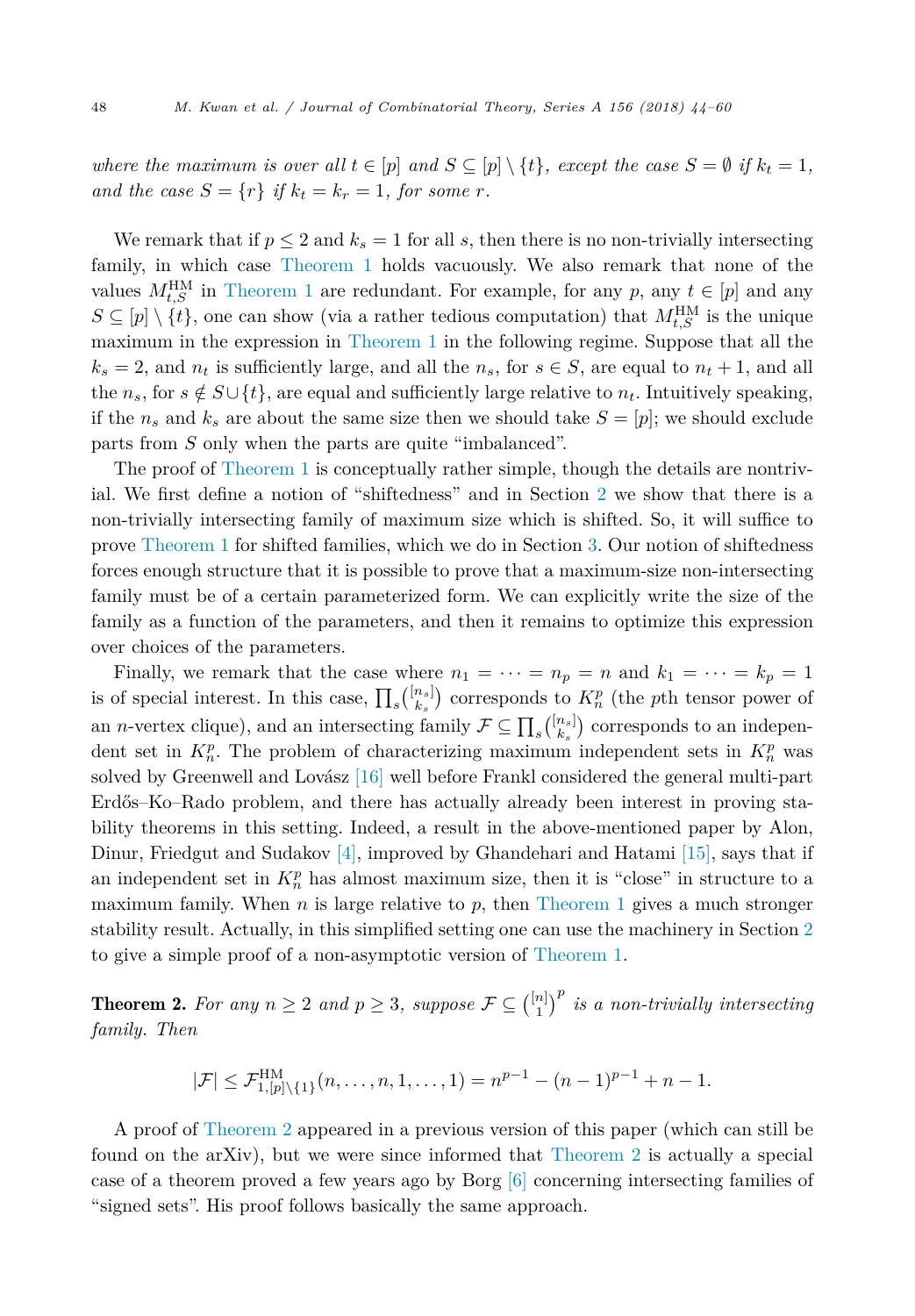*where the maximum is over all $t \in [p]$ and $S \subseteq [p] \setminus \{t\}$, except the case $S = \emptyset$ if $k_t = 1$, and the case $S = \{r\}$ if $k_t = k_r = 1$, for some $r$.*

We remark that if $p \leq 2$ and $k_s = 1$ for all $s$, then there is no non-trivially intersecting family, in which case Theorem 1 holds vacuously. We also remark that none of the values $M^{\mathrm{HM}}_{t,S}$ in Theorem 1 are redundant. For example, for any $p$, any $t \in [p]$ and any $S \subseteq [p] \setminus \{t\}$, one can show (via a rather tedious computation) that $M^{\mathrm{HM}}_{t,S}$ is the unique maximum in the expression in Theorem 1 in the following regime. Suppose that all the $k_s = 2$, and $n_t$ is sufficiently large, and all the $n_s$, for $s \in S$, are equal to $n_t + 1$, and all the $n_s$, for $s \notin S \cup \{t\}$, are equal and sufficiently large relative to $n_t$. Intuitively speaking, if the $n_s$ and $k_s$ are about the same size then we should take $S = [p]$; we should exclude parts from $S$ only when the parts are quite "imbalanced".

The proof of Theorem 1 is conceptually rather simple, though the details are nontrivial. We first define a notion of "shiftedness" and in Section 2 we show that there is a non-trivially intersecting family of maximum size which is shifted. So, it will suffice to prove Theorem 1 for shifted families, which we do in Section 3. Our notion of shiftedness forces enough structure that it is possible to prove that a maximum-size non-intersecting family must be of a certain parameterized form. We can explicitly write the size of the family as a function of the parameters, and then it remains to optimize this expression over choices of the parameters.

Finally, we remark that the case where $n_1 = \cdots = n_p = n$ and $k_1 = \cdots = k_p = 1$ is of special interest. In this case, $\prod_s \binom{[n_s]}{k_s}$ corresponds to $K_n^p$ (the $p$th tensor power of an $n$-vertex clique), and an intersecting family $\mathcal{F} \subseteq \prod_s \binom{[n_s]}{k_s}$ corresponds to an independent set in $K_n^p$. The problem of characterizing maximum independent sets in $K_n^p$ was solved by Greenwell and Lovász [16] well before Frankl considered the general multi-part Erdős–Ko–Rado problem, and there has actually already been interest in proving stability theorems in this setting. Indeed, a result in the above-mentioned paper by Alon, Dinur, Friedgut and Sudakov [4], improved by Ghandehari and Hatami [15], says that if an independent set in $K_n^p$ has almost maximum size, then it is "close" in structure to a maximum family. When $n$ is large relative to $p$, then Theorem 1 gives a much stronger stability result. Actually, in this simplified setting one can use the machinery in Section 2 to give a simple proof of a non-asymptotic version of Theorem 1.

**Theorem 2.** *For any $n \geq 2$ and $p \geq 3$, suppose $\mathcal{F} \subseteq \binom{[n]}{1}^p$ is a non-trivially intersecting family. Then*

$$|\mathcal{F}| \leq \mathcal{F}^{\mathrm{HM}}_{1,[p]\setminus\{1\}}(n, \ldots, n, 1, \ldots, 1) = n^{p-1} - (n-1)^{p-1} + n - 1.$$

A proof of Theorem 2 appeared in a previous version of this paper (which can still be found on the arXiv), but we were since informed that Theorem 2 is actually a special case of a theorem proved a few years ago by Borg [6] concerning intersecting families of "signed sets". His proof follows basically the same approach.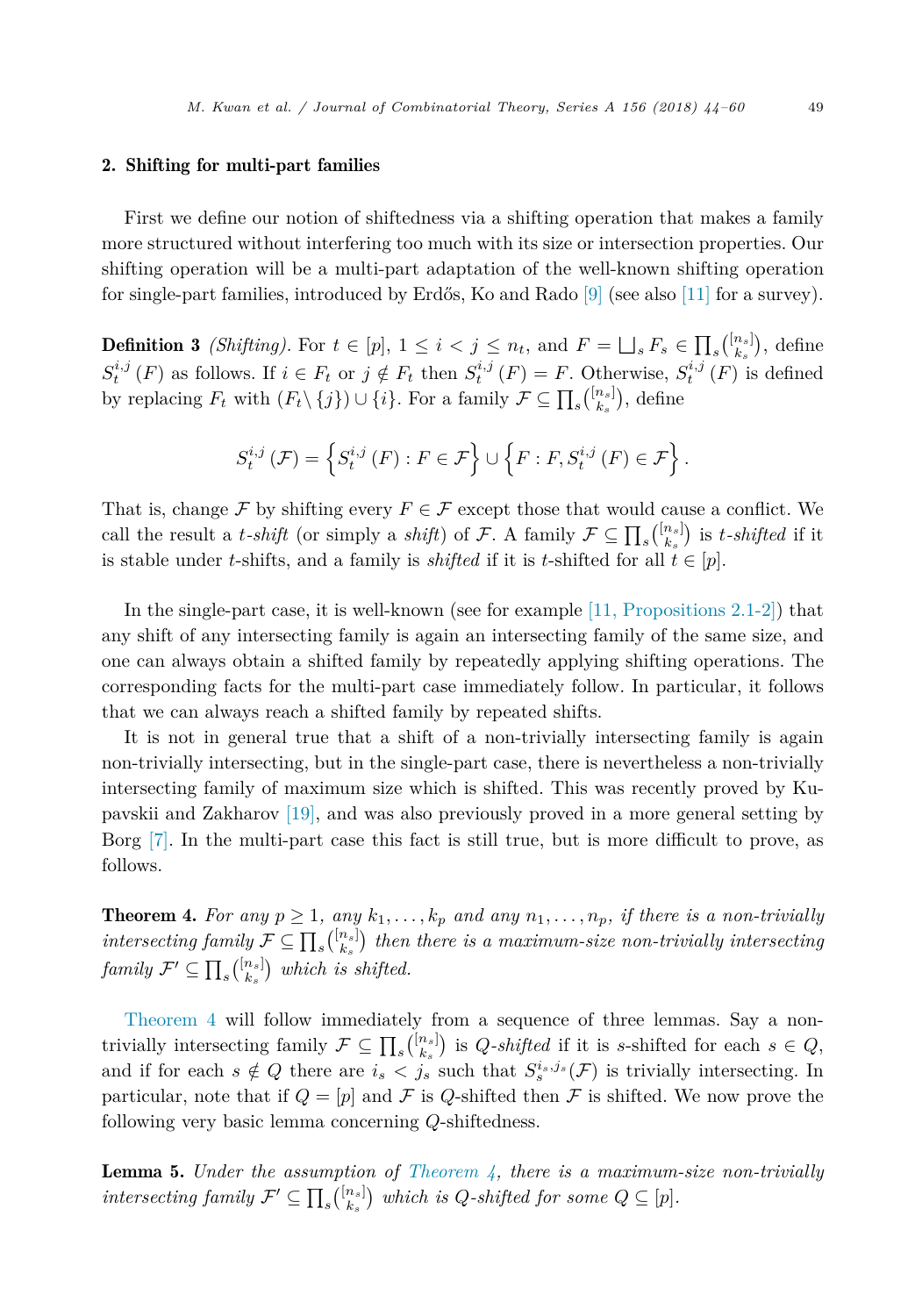## 2. Shifting for multi-part families

First we define our notion of shiftedness via a shifting operation that makes a family more structured without interfering too much with its size or intersection properties. Our shifting operation will be a multi-part adaptation of the well-known shifting operation for single-part families, introduced by Erdős, Ko and Rado [9] (see also [11] for a survey).

**Definition 3** *(Shifting).* For $t \in [p]$, $1 \le i < j \le n_t$, and $F = \bigsqcup_s F_s \in \prod_s \binom{[n_s]}{k_s}$, define $S_t^{i,j}(F)$ as follows. If $i \in F_t$ or $j \notin F_t$ then $S_t^{i,j}(F) = F$. Otherwise, $S_t^{i,j}(F)$ is defined by replacing $F_t$ with $(F_t \setminus \{j\}) \cup \{i\}$. For a family $\mathcal{F} \subseteq \prod_s \binom{[n_s]}{k_s}$, define

$$S_t^{i,j}(\mathcal{F}) = \left\{ S_t^{i,j}(F) : F \in \mathcal{F} \right\} \cup \left\{ F : F, S_t^{i,j}(F) \in \mathcal{F} \right\}.$$

That is, change $\mathcal{F}$ by shifting every $F \in \mathcal{F}$ except those that would cause a conflict. We call the result a *t-shift* (or simply a *shift*) of $\mathcal{F}$. A family $\mathcal{F} \subseteq \prod_s \binom{[n_s]}{k_s}$ is *t-shifted* if it is stable under $t$-shifts, and a family is *shifted* if it is $t$-shifted for all $t \in [p]$.

In the single-part case, it is well-known (see for example [11, Propositions 2.1-2]) that any shift of any intersecting family is again an intersecting family of the same size, and one can always obtain a shifted family by repeatedly applying shifting operations. The corresponding facts for the multi-part case immediately follow. In particular, it follows that we can always reach a shifted family by repeated shifts.

It is not in general true that a shift of a non-trivially intersecting family is again non-trivially intersecting, but in the single-part case, there is nevertheless a non-trivially intersecting family of maximum size which is shifted. This was recently proved by Kupavskii and Zakharov [19], and was also previously proved in a more general setting by Borg [7]. In the multi-part case this fact is still true, but is more difficult to prove, as follows.

**Theorem 4.** *For any $p \ge 1$, any $k_1, \dots, k_p$ and any $n_1, \dots, n_p$, if there is a non-trivially intersecting family $\mathcal{F} \subseteq \prod_s \binom{[n_s]}{k_s}$ then there is a maximum-size non-trivially intersecting family $\mathcal{F}' \subseteq \prod_s \binom{[n_s]}{k_s}$ which is shifted.*

Theorem 4 will follow immediately from a sequence of three lemmas. Say a non-trivially intersecting family $\mathcal{F} \subseteq \prod_s \binom{[n_s]}{k_s}$ is *Q-shifted* if it is $s$-shifted for each $s \in Q$, and if for each $s \notin Q$ there are $i_s < j_s$ such that $S_s^{i_s,j_s}(\mathcal{F})$ is trivially intersecting. In particular, note that if $Q = [p]$ and $\mathcal{F}$ is $Q$-shifted then $\mathcal{F}$ is shifted. We now prove the following very basic lemma concerning $Q$-shiftedness.

**Lemma 5.** *Under the assumption of Theorem 4, there is a maximum-size non-trivially intersecting family $\mathcal{F}' \subseteq \prod_s \binom{[n_s]}{k_s}$ which is $Q$-shifted for some $Q \subseteq [p]$.*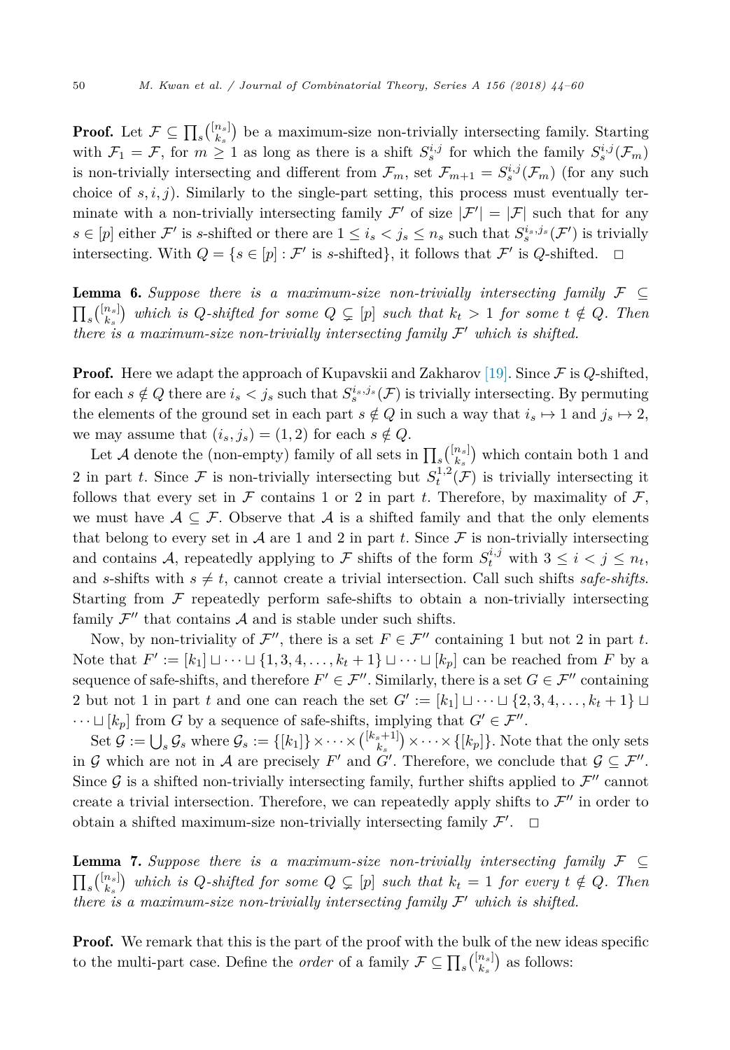**Proof.** Let $\mathcal{F} \subseteq \prod_s \binom{[n_s]}{k_s}$ be a maximum-size non-trivially intersecting family. Starting with $\mathcal{F}_1 = \mathcal{F}$, for $m \geq 1$ as long as there is a shift $S_s^{i,j}$ for which the family $S_s^{i,j}(\mathcal{F}_m)$ is non-trivially intersecting and different from $\mathcal{F}_m$, set $\mathcal{F}_{m+1} = S_s^{i,j}(\mathcal{F}_m)$ (for any such choice of $s, i, j$). Similarly to the single-part setting, this process must eventually terminate with a non-trivially intersecting family $\mathcal{F}'$ of size $|\mathcal{F}'| = |\mathcal{F}|$ such that for any $s \in [p]$ either $\mathcal{F}'$ is $s$-shifted or there are $1 \leq i_s < j_s \leq n_s$ such that $S_s^{i_s,j_s}(\mathcal{F}')$ is trivially intersecting. With $Q = \{s \in [p] : \mathcal{F}' \text{ is } s\text{-shifted}\}$, it follows that $\mathcal{F}'$ is $Q$-shifted. $\square$

**Lemma 6.** *Suppose there is a maximum-size non-trivially intersecting family $\mathcal{F} \subseteq \prod_s \binom{[n_s]}{k_s}$ which is $Q$-shifted for some $Q \subsetneq [p]$ such that $k_t > 1$ for some $t \notin Q$. Then there is a maximum-size non-trivially intersecting family $\mathcal{F}'$ which is shifted.*

**Proof.** Here we adapt the approach of Kupavskii and Zakharov [19]. Since $\mathcal{F}$ is $Q$-shifted, for each $s \notin Q$ there are $i_s < j_s$ such that $S_s^{i_s,j_s}(\mathcal{F})$ is trivially intersecting. By permuting the elements of the ground set in each part $s \notin Q$ in such a way that $i_s \mapsto 1$ and $j_s \mapsto 2$, we may assume that $(i_s, j_s) = (1, 2)$ for each $s \notin Q$.

Let $\mathcal{A}$ denote the (non-empty) family of all sets in $\prod_s \binom{[n_s]}{k_s}$ which contain both 1 and 2 in part $t$. Since $\mathcal{F}$ is non-trivially intersecting but $S_t^{1,2}(\mathcal{F})$ is trivially intersecting it follows that every set in $\mathcal{F}$ contains 1 or 2 in part $t$. Therefore, by maximality of $\mathcal{F}$, we must have $\mathcal{A} \subseteq \mathcal{F}$. Observe that $\mathcal{A}$ is a shifted family and that the only elements that belong to every set in $\mathcal{A}$ are 1 and 2 in part $t$. Since $\mathcal{F}$ is non-trivially intersecting and contains $\mathcal{A}$, repeatedly applying to $\mathcal{F}$ shifts of the form $S_t^{i,j}$ with $3 \leq i < j \leq n_t$, and $s$-shifts with $s \neq t$, cannot create a trivial intersection. Call such shifts *safe-shifts*. Starting from $\mathcal{F}$ repeatedly perform safe-shifts to obtain a non-trivially intersecting family $\mathcal{F}''$ that contains $\mathcal{A}$ and is stable under such shifts.

Now, by non-triviality of $\mathcal{F}''$, there is a set $F \in \mathcal{F}''$ containing 1 but not 2 in part $t$. Note that $F' := [k_1] \sqcup \cdots \sqcup \{1, 3, 4, \ldots, k_t + 1\} \sqcup \cdots \sqcup [k_p]$ can be reached from $F$ by a sequence of safe-shifts, and therefore $F' \in \mathcal{F}''$. Similarly, there is a set $G \in \mathcal{F}''$ containing 2 but not 1 in part $t$ and one can reach the set $G' := [k_1] \sqcup \cdots \sqcup \{2, 3, 4, \ldots, k_t + 1\} \sqcup \cdots \sqcup [k_p]$ from $G$ by a sequence of safe-shifts, implying that $G' \in \mathcal{F}''$.

Set $\mathcal{G} := \bigcup_s \mathcal{G}_s$ where $\mathcal{G}_s := \{[k_1]\} \times \cdots \times \binom{[k_s+1]}{k_s} \times \cdots \times \{[k_p]\}$. Note that the only sets in $\mathcal{G}$ which are not in $\mathcal{A}$ are precisely $F'$ and $G'$. Therefore, we conclude that $\mathcal{G} \subseteq \mathcal{F}''$. Since $\mathcal{G}$ is a shifted non-trivially intersecting family, further shifts applied to $\mathcal{F}''$ cannot create a trivial intersection. Therefore, we can repeatedly apply shifts to $\mathcal{F}''$ in order to obtain a shifted maximum-size non-trivially intersecting family $\mathcal{F}'$. $\square$

**Lemma 7.** *Suppose there is a maximum-size non-trivially intersecting family $\mathcal{F} \subseteq \prod_s \binom{[n_s]}{k_s}$ which is $Q$-shifted for some $Q \subsetneq [p]$ such that $k_t = 1$ for every $t \notin Q$. Then there is a maximum-size non-trivially intersecting family $\mathcal{F}'$ which is shifted.*

**Proof.** We remark that this is the part of the proof with the bulk of the new ideas specific to the multi-part case. Define the *order* of a family $\mathcal{F} \subseteq \prod_s \binom{[n_s]}{k_s}$ as follows: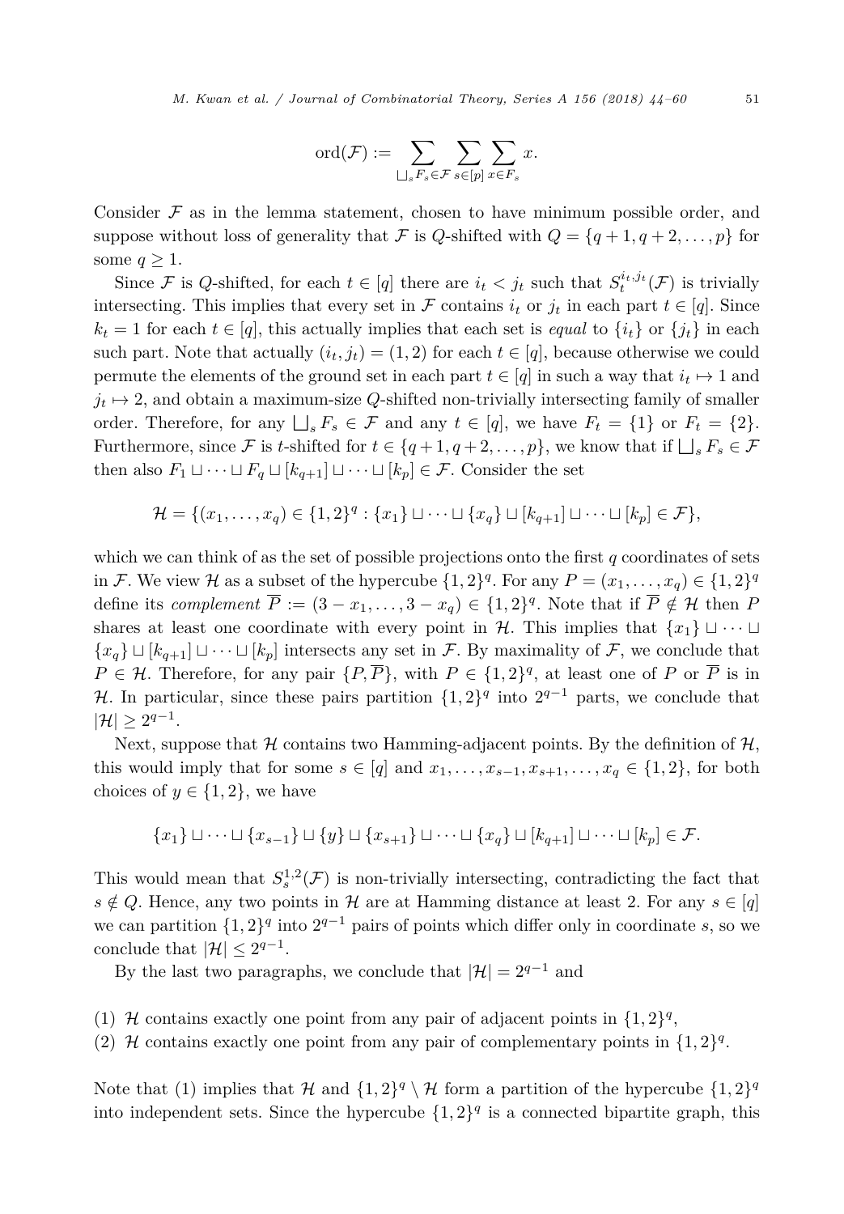$$\operatorname{ord}(\mathcal{F}) := \sum_{\bigsqcup_s F_s \in \mathcal{F}} \sum_{s\in[p]} \sum_{x\in F_s} x.$$

Consider $\mathcal{F}$ as in the lemma statement, chosen to have minimum possible order, and suppose without loss of generality that $\mathcal{F}$ is $Q$-shifted with $Q = \{q+1, q+2, \ldots, p\}$ for some $q \geq 1$.

Since $\mathcal{F}$ is $Q$-shifted, for each $t \in [q]$ there are $i_t < j_t$ such that $S_t^{i_t,j_t}(\mathcal{F})$ is trivially intersecting. This implies that every set in $\mathcal{F}$ contains $i_t$ or $j_t$ in each part $t \in [q]$. Since $k_t = 1$ for each $t \in [q]$, this actually implies that each set is *equal* to $\{i_t\}$ or $\{j_t\}$ in each such part. Note that actually $(i_t, j_t) = (1,2)$ for each $t \in [q]$, because otherwise we could permute the elements of the ground set in each part $t \in [q]$ in such a way that $i_t \mapsto 1$ and $j_t \mapsto 2$, and obtain a maximum-size $Q$-shifted non-trivially intersecting family of smaller order. Therefore, for any $\bigsqcup_s F_s \in \mathcal{F}$ and any $t \in [q]$, we have $F_t = \{1\}$ or $F_t = \{2\}$. Furthermore, since $\mathcal{F}$ is $t$-shifted for $t \in \{q+1, q+2, \ldots, p\}$, we know that if $\bigsqcup_s F_s \in \mathcal{F}$ then also $F_1 \sqcup \cdots \sqcup F_q \sqcup [k_{q+1}] \sqcup \cdots \sqcup [k_p] \in \mathcal{F}$. Consider the set

$$\mathcal{H} = \{(x_1, \ldots, x_q) \in \{1,2\}^q : \{x_1\} \sqcup \cdots \sqcup \{x_q\} \sqcup [k_{q+1}] \sqcup \cdots \sqcup [k_p] \in \mathcal{F}\},$$

which we can think of as the set of possible projections onto the first $q$ coordinates of sets in $\mathcal{F}$. We view $\mathcal{H}$ as a subset of the hypercube $\{1,2\}^q$. For any $P = (x_1, \ldots, x_q) \in \{1,2\}^q$ define its *complement* $\overline{P} := (3 - x_1, \ldots, 3 - x_q) \in \{1,2\}^q$. Note that if $\overline{P} \notin \mathcal{H}$ then $P$ shares at least one coordinate with every point in $\mathcal{H}$. This implies that $\{x_1\} \sqcup \cdots \sqcup \{x_q\} \sqcup [k_{q+1}] \sqcup \cdots \sqcup [k_p]$ intersects any set in $\mathcal{F}$. By maximality of $\mathcal{F}$, we conclude that $P \in \mathcal{H}$. Therefore, for any pair $\{P, \overline{P}\}$, with $P \in \{1,2\}^q$, at least one of $P$ or $\overline{P}$ is in $\mathcal{H}$. In particular, since these pairs partition $\{1,2\}^q$ into $2^{q-1}$ parts, we conclude that $|\mathcal{H}| \geq 2^{q-1}$.

Next, suppose that $\mathcal{H}$ contains two Hamming-adjacent points. By the definition of $\mathcal{H}$, this would imply that for some $s \in [q]$ and $x_1, \ldots, x_{s-1}, x_{s+1}, \ldots, x_q \in \{1,2\}$, for both choices of $y \in \{1,2\}$, we have

$$\{x_1\} \sqcup \cdots \sqcup \{x_{s-1}\} \sqcup \{y\} \sqcup \{x_{s+1}\} \sqcup \cdots \sqcup \{x_q\} \sqcup [k_{q+1}] \sqcup \cdots \sqcup [k_p] \in \mathcal{F}.$$

This would mean that $S_s^{1,2}(\mathcal{F})$ is non-trivially intersecting, contradicting the fact that $s \notin Q$. Hence, any two points in $\mathcal{H}$ are at Hamming distance at least 2. For any $s \in [q]$ we can partition $\{1,2\}^q$ into $2^{q-1}$ pairs of points which differ only in coordinate $s$, so we conclude that $|\mathcal{H}| \leq 2^{q-1}$.

By the last two paragraphs, we conclude that $|\mathcal{H}| = 2^{q-1}$ and

(1) $\mathcal{H}$ contains exactly one point from any pair of adjacent points in $\{1,2\}^q$,
(2) $\mathcal{H}$ contains exactly one point from any pair of complementary points in $\{1,2\}^q$.

Note that (1) implies that $\mathcal{H}$ and $\{1,2\}^q \setminus \mathcal{H}$ form a partition of the hypercube $\{1,2\}^q$ into independent sets. Since the hypercube $\{1,2\}^q$ is a connected bipartite graph, this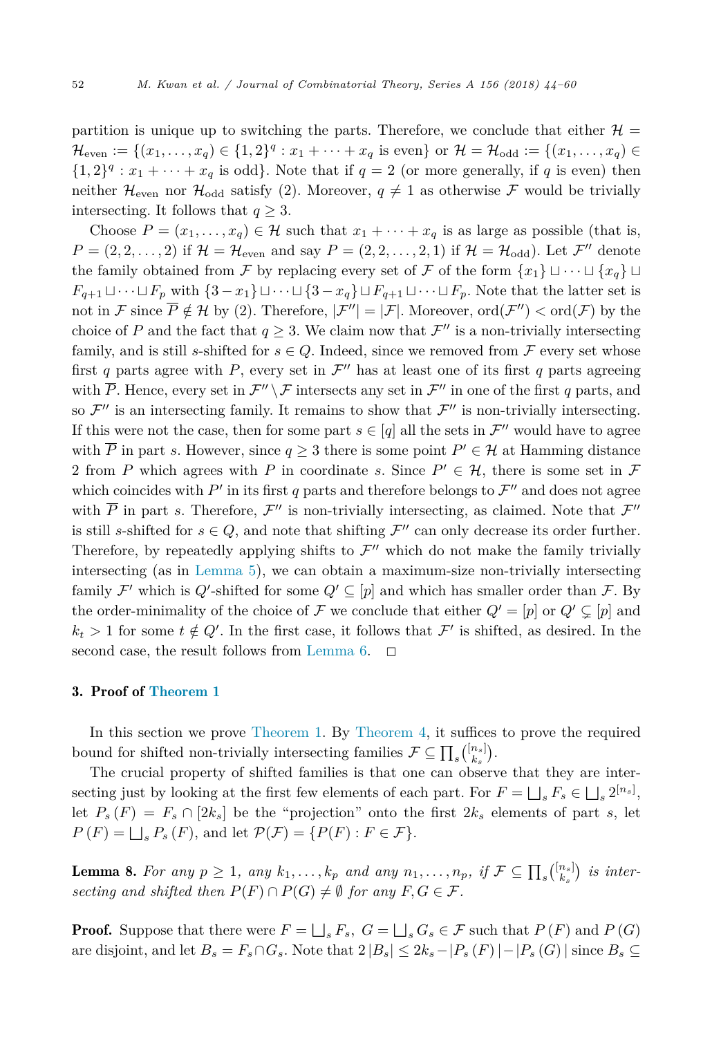partition is unique up to switching the parts. Therefore, we conclude that either $\mathcal{H} = \mathcal{H}_{\text{even}} := \{(x_1, \dots, x_q) \in \{1,2\}^q : x_1 + \cdots + x_q \text{ is even}\}$ or $\mathcal{H} = \mathcal{H}_{\text{odd}} := \{(x_1, \dots, x_q) \in \{1,2\}^q : x_1 + \cdots + x_q \text{ is odd}\}$. Note that if $q = 2$ (or more generally, if $q$ is even) then neither $\mathcal{H}_{\text{even}}$ nor $\mathcal{H}_{\text{odd}}$ satisfy (2). Moreover, $q \neq 1$ as otherwise $\mathcal{F}$ would be trivially intersecting. It follows that $q \geq 3$.

Choose $P = (x_1, \dots, x_q) \in \mathcal{H}$ such that $x_1 + \cdots + x_q$ is as large as possible (that is, $P = (2, 2, \dots, 2)$ if $\mathcal{H} = \mathcal{H}_{\text{even}}$ and say $P = (2, 2, \dots, 2, 1)$ if $\mathcal{H} = \mathcal{H}_{\text{odd}}$). Let $\mathcal{F}''$ denote the family obtained from $\mathcal{F}$ by replacing every set of $\mathcal{F}$ of the form $\{x_1\} \sqcup \cdots \sqcup \{x_q\} \sqcup F_{q+1} \sqcup \cdots \sqcup F_p$ with $\{3 - x_1\} \sqcup \cdots \sqcup \{3 - x_q\} \sqcup F_{q+1} \sqcup \cdots \sqcup F_p$. Note that the latter set is not in $\mathcal{F}$ since $\overline{P} \notin \mathcal{H}$ by (2). Therefore, $|\mathcal{F}''| = |\mathcal{F}|$. Moreover, $\text{ord}(\mathcal{F}'') < \text{ord}(\mathcal{F})$ by the choice of $P$ and the fact that $q \geq 3$. We claim now that $\mathcal{F}''$ is a non-trivially intersecting family, and is still $s$-shifted for $s \in Q$. Indeed, since we removed from $\mathcal{F}$ every set whose first $q$ parts agree with $P$, every set in $\mathcal{F}''$ has at least one of its first $q$ parts agreeing with $\overline{P}$. Hence, every set in $\mathcal{F}'' \setminus \mathcal{F}$ intersects any set in $\mathcal{F}''$ in one of the first $q$ parts, and so $\mathcal{F}''$ is an intersecting family. It remains to show that $\mathcal{F}''$ is non-trivially intersecting. If this were not the case, then for some part $s \in [q]$ all the sets in $\mathcal{F}''$ would have to agree with $\overline{P}$ in part $s$. However, since $q \geq 3$ there is some point $P' \in \mathcal{H}$ at Hamming distance 2 from $P$ which agrees with $P$ in coordinate $s$. Since $P' \in \mathcal{H}$, there is some set in $\mathcal{F}$ which coincides with $P'$ in its first $q$ parts and therefore belongs to $\mathcal{F}''$ and does not agree with $\overline{P}$ in part $s$. Therefore, $\mathcal{F}''$ is non-trivially intersecting, as claimed. Note that $\mathcal{F}''$ is still $s$-shifted for $s \in Q$, and note that shifting $\mathcal{F}''$ can only decrease its order further. Therefore, by repeatedly applying shifts to $\mathcal{F}''$ which do not make the family trivially intersecting (as in Lemma 5), we can obtain a maximum-size non-trivially intersecting family $\mathcal{F}'$ which is $Q'$-shifted for some $Q' \subseteq [p]$ and which has smaller order than $\mathcal{F}$. By the order-minimality of the choice of $\mathcal{F}$ we conclude that either $Q' = [p]$ or $Q' \subsetneq [p]$ and $k_t > 1$ for some $t \notin Q'$. In the first case, it follows that $\mathcal{F}'$ is shifted, as desired. In the second case, the result follows from Lemma 6. $\square$

## 3. Proof of Theorem 1

In this section we prove Theorem 1. By Theorem 4, it suffices to prove the required bound for shifted non-trivially intersecting families $\mathcal{F} \subseteq \prod_s \binom{[n_s]}{k_s}$.

The crucial property of shifted families is that one can observe that they are intersecting just by looking at the first few elements of each part. For $F = \bigsqcup_s F_s \in \bigsqcup_s 2^{[n_s]}$, let $P_s(F) = F_s \cap [2k_s]$ be the "projection" onto the first $2k_s$ elements of part $s$, let $P(F) = \bigsqcup_s P_s(F)$, and let $\mathcal{P}(\mathcal{F}) = \{P(F) : F \in \mathcal{F}\}$.

**Lemma 8.** *For any $p \geq 1$, any $k_1, \dots, k_p$ and any $n_1, \dots, n_p$, if $\mathcal{F} \subseteq \prod_s \binom{[n_s]}{k_s}$ is intersecting and shifted then $P(F) \cap P(G) \neq \emptyset$ for any $F, G \in \mathcal{F}$.*

**Proof.** Suppose that there were $F = \bigsqcup_s F_s$, $G = \bigsqcup_s G_s \in \mathcal{F}$ such that $P(F)$ and $P(G)$ are disjoint, and let $B_s = F_s \cap G_s$. Note that $2|B_s| \leq 2k_s - |P_s(F)| - |P_s(G)|$ since $B_s \subseteq$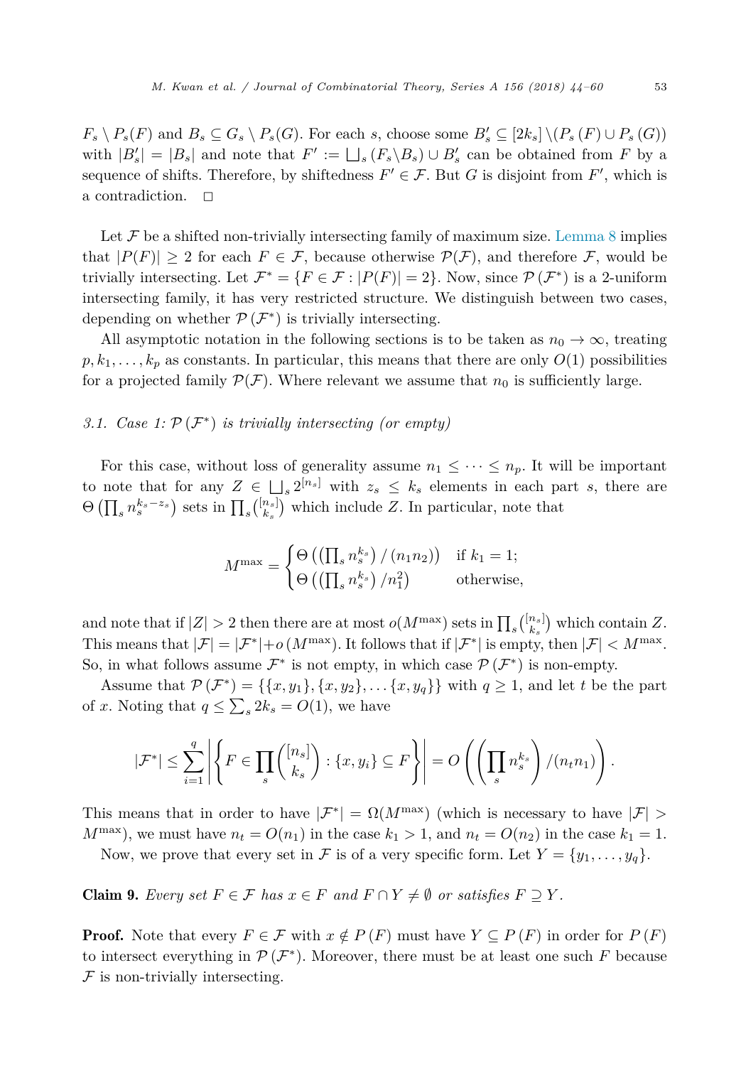$F_s \setminus P_s(F)$ and $B_s \subseteq G_s \setminus P_s(G)$. For each $s$, choose some $B'_s \subseteq [2k_s] \setminus (P_s(F) \cup P_s(G))$ with $|B'_s| = |B_s|$ and note that $F' := \bigsqcup_s (F_s \setminus B_s) \cup B'_s$ can be obtained from $F$ by a sequence of shifts. Therefore, by shiftedness $F' \in \mathcal{F}$. But $G$ is disjoint from $F'$, which is a contradiction. $\square$

Let $\mathcal{F}$ be a shifted non-trivially intersecting family of maximum size. Lemma 8 implies that $|P(F)| \geq 2$ for each $F \in \mathcal{F}$, because otherwise $\mathcal{P}(\mathcal{F})$, and therefore $\mathcal{F}$, would be trivially intersecting. Let $\mathcal{F}^* = \{F \in \mathcal{F} : |P(F)| = 2\}$. Now, since $\mathcal{P}(\mathcal{F}^*)$ is a 2-uniform intersecting family, it has very restricted structure. We distinguish between two cases, depending on whether $\mathcal{P}(\mathcal{F}^*)$ is trivially intersecting.

All asymptotic notation in the following sections is to be taken as $n_0 \to \infty$, treating $p, k_1, \ldots, k_p$ as constants. In particular, this means that there are only $O(1)$ possibilities for a projected family $\mathcal{P}(\mathcal{F})$. Where relevant we assume that $n_0$ is sufficiently large.

### 3.1. Case 1: $\mathcal{P}(\mathcal{F}^*)$ is trivially intersecting (or empty)

For this case, without loss of generality assume $n_1 \leq \cdots \leq n_p$. It will be important to note that for any $Z \in \bigsqcup_s 2^{[n_s]}$ with $z_s \leq k_s$ elements in each part $s$, there are $\Theta\left(\prod_s n_s^{k_s - z_s}\right)$ sets in $\prod_s \binom{[n_s]}{k_s}$ which include $Z$. In particular, note that

$$M^{\max} = \begin{cases} \Theta\left(\left(\prod_s n_s^{k_s}\right)/(n_1 n_2)\right) & \text{if } k_1 = 1; \\ \Theta\left(\left(\prod_s n_s^{k_s}\right)/n_1^2\right) & \text{otherwise,} \end{cases}$$

and note that if $|Z| > 2$ then there are at most $o(M^{\max})$ sets in $\prod_s \binom{[n_s]}{k_s}$ which contain $Z$. This means that $|\mathcal{F}| = |\mathcal{F}^*| + o(M^{\max})$. It follows that if $|\mathcal{F}^*|$ is empty, then $|\mathcal{F}| < M^{\max}$. So, in what follows assume $\mathcal{F}^*$ is not empty, in which case $\mathcal{P}(\mathcal{F}^*)$ is non-empty.

Assume that $\mathcal{P}(\mathcal{F}^*) = \{\{x, y_1\}, \{x, y_2\}, \ldots \{x, y_q\}\}$ with $q \geq 1$, and let $t$ be the part of $x$. Noting that $q \leq \sum_s 2k_s = O(1)$, we have

$$|\mathcal{F}^*| \leq \sum_{i=1}^{q} \left| \left\{ F \in \prod_s \binom{[n_s]}{k_s} : \{x, y_i\} \subseteq F \right\} \right| = O\left( \left( \prod_s n_s^{k_s} \right) / (n_t n_1) \right).$$

This means that in order to have $|\mathcal{F}^*| = \Omega(M^{\max})$ (which is necessary to have $|\mathcal{F}| > M^{\max}$), we must have $n_t = O(n_1)$ in the case $k_1 > 1$, and $n_t = O(n_2)$ in the case $k_1 = 1$.

Now, we prove that every set in $\mathcal{F}$ is of a very specific form. Let $Y = \{y_1, \ldots, y_q\}$.

**Claim 9.** *Every set $F \in \mathcal{F}$ has $x \in F$ and $F \cap Y \neq \emptyset$ or satisfies $F \supseteq Y$.*

**Proof.** Note that every $F \in \mathcal{F}$ with $x \notin P(F)$ must have $Y \subseteq P(F)$ in order for $P(F)$ to intersect everything in $\mathcal{P}(\mathcal{F}^*)$. Moreover, there must be at least one such $F$ because $\mathcal{F}$ is non-trivially intersecting.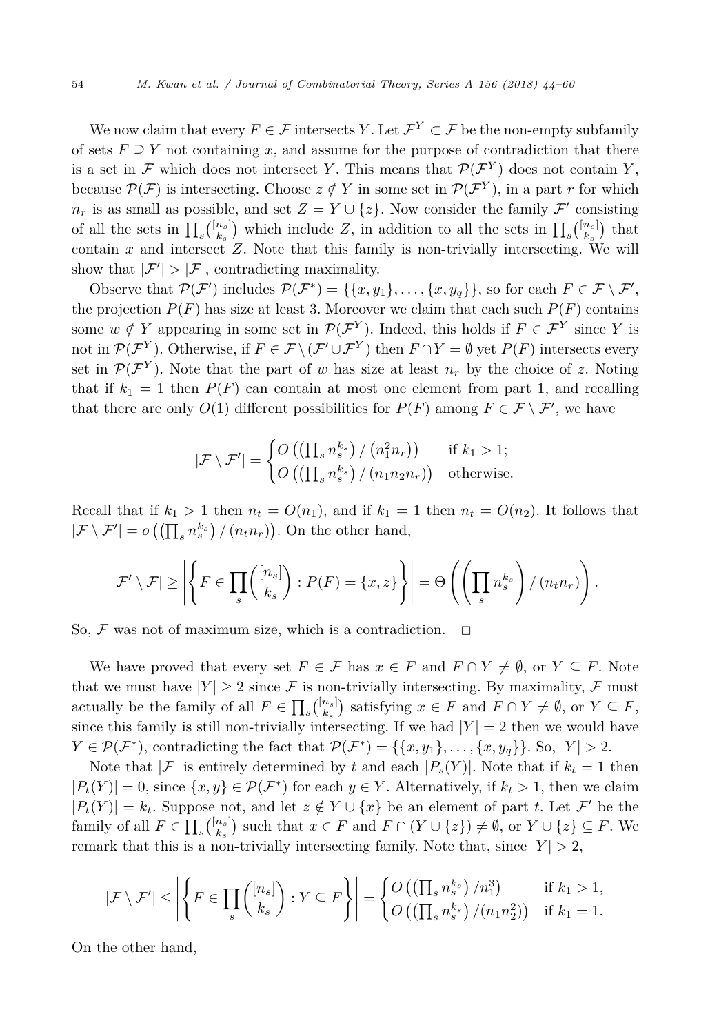We now claim that every $F \in \mathcal{F}$ intersects $Y$. Let $\mathcal{F}^Y \subset \mathcal{F}$ be the non-empty subfamily of sets $F \supseteq Y$ not containing $x$, and assume for the purpose of contradiction that there is a set in $\mathcal{F}$ which does not intersect $Y$. This means that $\mathcal{P}(\mathcal{F}^Y)$ does not contain $Y$, because $\mathcal{P}(\mathcal{F})$ is intersecting. Choose $z \notin Y$ in some set in $\mathcal{P}(\mathcal{F}^Y)$, in a part $r$ for which $n_r$ is as small as possible, and set $Z = Y \cup \{z\}$. Now consider the family $\mathcal{F}'$ consisting of all the sets in $\prod_s \binom{[n_s]}{k_s}$ which include $Z$, in addition to all the sets in $\prod_s \binom{[n_s]}{k_s}$ that contain $x$ and intersect $Z$. Note that this family is non-trivially intersecting. We will show that $|\mathcal{F}'| > |\mathcal{F}|$, contradicting maximality.

Observe that $\mathcal{P}(\mathcal{F}')$ includes $\mathcal{P}(\mathcal{F}^*) = \{\{x, y_1\}, \ldots, \{x, y_q\}\}$, so for each $F \in \mathcal{F} \setminus \mathcal{F}'$, the projection $P(F)$ has size at least 3. Moreover we claim that each such $P(F)$ contains some $w \notin Y$ appearing in some set in $\mathcal{P}(\mathcal{F}^Y)$. Indeed, this holds if $F \in \mathcal{F}^Y$ since $Y$ is not in $\mathcal{P}(\mathcal{F}^Y)$. Otherwise, if $F \in \mathcal{F} \setminus (\mathcal{F}' \cup \mathcal{F}^Y)$ then $F \cap Y = \emptyset$ yet $P(F)$ intersects every set in $\mathcal{P}(\mathcal{F}^Y)$. Note that the part of $w$ has size at least $n_r$ by the choice of $z$. Noting that if $k_1 = 1$ then $P(F)$ can contain at most one element from part 1, and recalling that there are only $O(1)$ different possibilities for $P(F)$ among $F \in \mathcal{F} \setminus \mathcal{F}'$, we have

$$|\mathcal{F} \setminus \mathcal{F}'| = \begin{cases} O\left(\left(\prod_s n_s^{k_s}\right) / \left(n_1^2 n_r\right)\right) & \text{if } k_1 > 1; \\ O\left(\left(\prod_s n_s^{k_s}\right) / \left(n_1 n_2 n_r\right)\right) & \text{otherwise.} \end{cases}$$

Recall that if $k_1 > 1$ then $n_t = O(n_1)$, and if $k_1 = 1$ then $n_t = O(n_2)$. It follows that $|\mathcal{F} \setminus \mathcal{F}'| = o\left(\left(\prod_s n_s^{k_s}\right) / (n_t n_r)\right)$. On the other hand,

$$|\mathcal{F}' \setminus \mathcal{F}| \geq \left| \left\{ F \in \prod_s \binom{[n_s]}{k_s} : P(F) = \{x, z\} \right\} \right| = \Theta\left( \left( \prod_s n_s^{k_s} \right) / (n_t n_r) \right).$$

So, $\mathcal{F}$ was not of maximum size, which is a contradiction. $\square$

We have proved that every set $F \in \mathcal{F}$ has $x \in F$ and $F \cap Y \neq \emptyset$, or $Y \subseteq F$. Note that we must have $|Y| \geq 2$ since $\mathcal{F}$ is non-trivially intersecting. By maximality, $\mathcal{F}$ must actually be the family of all $F \in \prod_s \binom{[n_s]}{k_s}$ satisfying $x \in F$ and $F \cap Y \neq \emptyset$, or $Y \subseteq F$, since this family is still non-trivially intersecting. If we had $|Y| = 2$ then we would have $Y \in \mathcal{P}(\mathcal{F}^*)$, contradicting the fact that $\mathcal{P}(\mathcal{F}^*) = \{\{x, y_1\}, \ldots, \{x, y_q\}\}$. So, $|Y| > 2$.

Note that $|\mathcal{F}|$ is entirely determined by $t$ and each $|P_s(Y)|$. Note that if $k_t = 1$ then $|P_t(Y)| = 0$, since $\{x, y\} \in \mathcal{P}(\mathcal{F}^*)$ for each $y \in Y$. Alternatively, if $k_t > 1$, then we claim $|P_t(Y)| = k_t$. Suppose not, and let $z \notin Y \cup \{x\}$ be an element of part $t$. Let $\mathcal{F}'$ be the family of all $F \in \prod_s \binom{[n_s]}{k_s}$ such that $x \in F$ and $F \cap (Y \cup \{z\}) \neq \emptyset$, or $Y \cup \{z\} \subseteq F$. We remark that this is a non-trivially intersecting family. Note that, since $|Y| > 2$,

$$|\mathcal{F} \setminus \mathcal{F}'| \leq \left| \left\{ F \in \prod_s \binom{[n_s]}{k_s} : Y \subseteq F \right\} \right| = \begin{cases} O\left(\left(\prod_s n_s^{k_s}\right) / n_1^3\right) & \text{if } k_1 > 1, \\ O\left(\left(\prod_s n_s^{k_s}\right) / (n_1 n_2^2)\right) & \text{if } k_1 = 1. \end{cases}$$

On the other hand,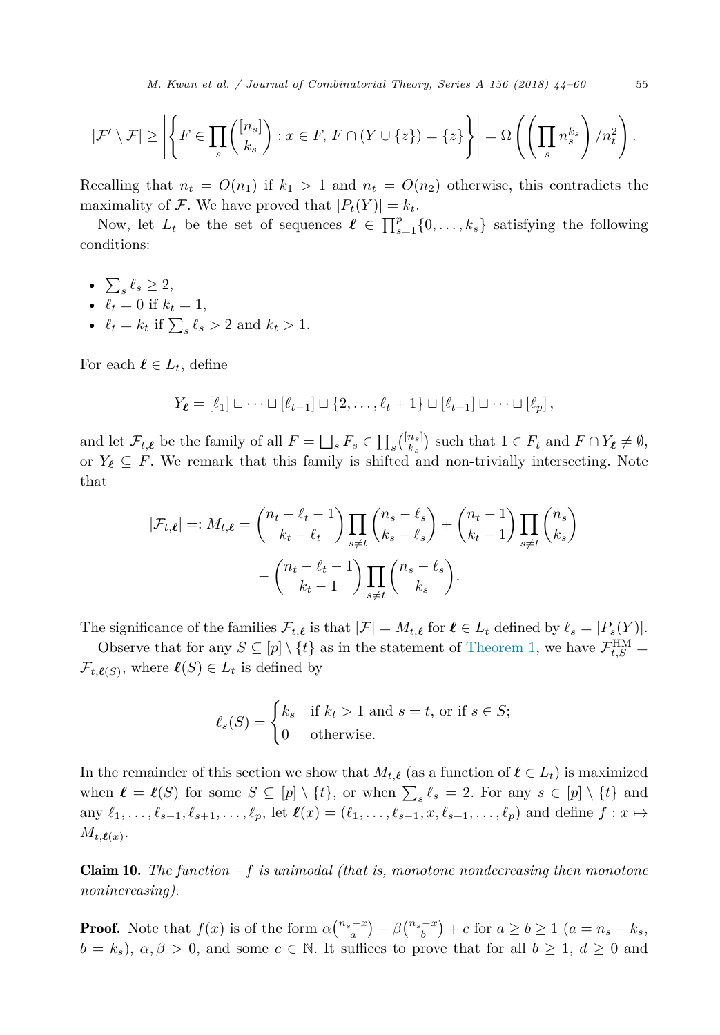$$|\mathcal{F}' \setminus \mathcal{F}| \geq \left| \left\{ F \in \prod_s \binom{[n_s]}{k_s} : x \in F,\, F \cap (Y \cup \{z\}) = \{z\} \right\} \right| = \Omega\left( \left( \prod_s n_s^{k_s} \right) / n_t^2 \right).$$

Recalling that $n_t = O(n_1)$ if $k_1 > 1$ and $n_t = O(n_2)$ otherwise, this contradicts the maximality of $\mathcal{F}$. We have proved that $|P_t(Y)| = k_t$.

Now, let $L_t$ be the set of sequences $\boldsymbol{\ell} \in \prod_{s=1}^p \{0, \ldots, k_s\}$ satisfying the following conditions:

- $\sum_s \ell_s \geq 2$,
- $\ell_t = 0$ if $k_t = 1$,
- $\ell_t = k_t$ if $\sum_s \ell_s > 2$ and $k_t > 1$.

For each $\boldsymbol{\ell} \in L_t$, define

$$Y_{\boldsymbol{\ell}} = [\ell_1] \sqcup \cdots \sqcup [\ell_{t-1}] \sqcup \{2, \ldots, \ell_t + 1\} \sqcup [\ell_{t+1}] \sqcup \cdots \sqcup [\ell_p],$$

and let $\mathcal{F}_{t,\boldsymbol{\ell}}$ be the family of all $F = \bigsqcup_s F_s \in \prod_s \binom{[n_s]}{k_s}$ such that $1 \in F_t$ and $F \cap Y_{\boldsymbol{\ell}} \neq \emptyset$, or $Y_{\boldsymbol{\ell}} \subseteq F$. We remark that this family is shifted and non-trivially intersecting. Note that

$$|\mathcal{F}_{t,\boldsymbol{\ell}}| =: M_{t,\boldsymbol{\ell}} = \binom{n_t - \ell_t - 1}{k_t - \ell_t} \prod_{s \neq t} \binom{n_s - \ell_s}{k_s - \ell_s} + \binom{n_t - 1}{k_t - 1} \prod_{s \neq t} \binom{n_s}{k_s}$$
$$- \binom{n_t - \ell_t - 1}{k_t - 1} \prod_{s \neq t} \binom{n_s - \ell_s}{k_s}.$$

The significance of the families $\mathcal{F}_{t,\boldsymbol{\ell}}$ is that $|\mathcal{F}| = M_{t,\boldsymbol{\ell}}$ for $\boldsymbol{\ell} \in L_t$ defined by $\ell_s = |P_s(Y)|$.

Observe that for any $S \subseteq [p] \setminus \{t\}$ as in the statement of Theorem 1, we have $\mathcal{F}_{t,S}^{\mathrm{HM}} = \mathcal{F}_{t,\boldsymbol{\ell}(S)}$, where $\boldsymbol{\ell}(S) \in L_t$ is defined by

$$\ell_s(S) = \begin{cases} k_s & \text{if } k_t > 1 \text{ and } s = t, \text{ or if } s \in S; \\ 0 & \text{otherwise.} \end{cases}$$

In the remainder of this section we show that $M_{t,\boldsymbol{\ell}}$ (as a function of $\boldsymbol{\ell} \in L_t$) is maximized when $\boldsymbol{\ell} = \boldsymbol{\ell}(S)$ for some $S \subseteq [p] \setminus \{t\}$, or when $\sum_s \ell_s = 2$. For any $s \in [p] \setminus \{t\}$ and any $\ell_1, \ldots, \ell_{s-1}, \ell_{s+1}, \ldots, \ell_p$, let $\boldsymbol{\ell}(x) = (\ell_1, \ldots, \ell_{s-1}, x, \ell_{s+1}, \ldots, \ell_p)$ and define $f : x \mapsto M_{t,\boldsymbol{\ell}(x)}$.

**Claim 10.** *The function $-f$ is unimodal (that is, monotone nondecreasing then monotone nonincreasing).*

**Proof.** Note that $f(x)$ is of the form $\alpha\binom{n_s - x}{a} - \beta\binom{n_s - x}{b} + c$ for $a \geq b \geq 1$ ($a = n_s - k_s$, $b = k_s$), $\alpha, \beta > 0$, and some $c \in \mathbb{N}$. It suffices to prove that for all $b \geq 1$, $d \geq 0$ and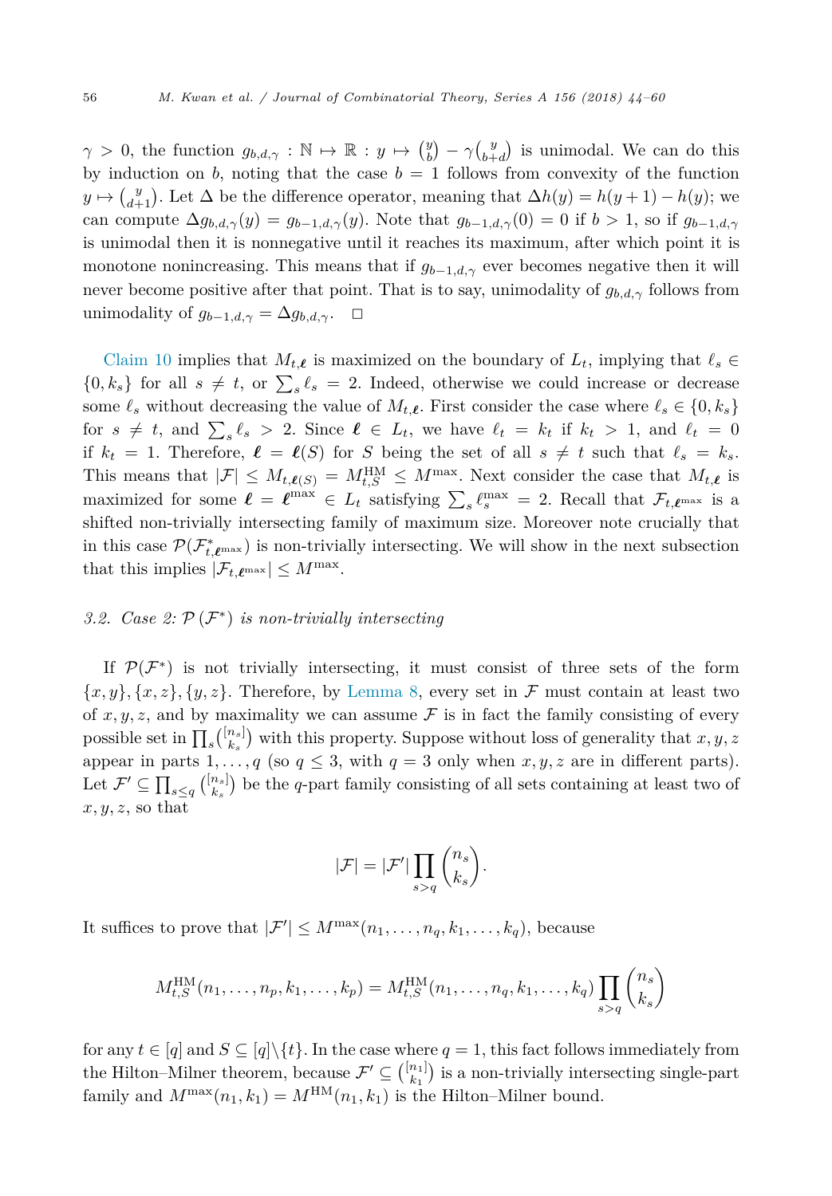$\gamma > 0$, the function $g_{b,d,\gamma} : \mathbb{N} \mapsto \mathbb{R} : y \mapsto \binom{y}{b} - \gamma\binom{y}{b+d}$ is unimodal. We can do this by induction on $b$, noting that the case $b = 1$ follows from convexity of the function $y \mapsto \binom{y}{d+1}$. Let $\Delta$ be the difference operator, meaning that $\Delta h(y) = h(y+1) - h(y)$; we can compute $\Delta g_{b,d,\gamma}(y) = g_{b-1,d,\gamma}(y)$. Note that $g_{b-1,d,\gamma}(0) = 0$ if $b > 1$, so if $g_{b-1,d,\gamma}$ is unimodal then it is nonnegative until it reaches its maximum, after which point it is monotone nonincreasing. This means that if $g_{b-1,d,\gamma}$ ever becomes negative then it will never become positive after that point. That is to say, unimodality of $g_{b,d,\gamma}$ follows from unimodality of $g_{b-1,d,\gamma} = \Delta g_{b,d,\gamma}$. $\square$

Claim 10 implies that $M_{t,\boldsymbol{\ell}}$ is maximized on the boundary of $L_t$, implying that $\ell_s \in \{0, k_s\}$ for all $s \neq t$, or $\sum_s \ell_s = 2$. Indeed, otherwise we could increase or decrease some $\ell_s$ without decreasing the value of $M_{t,\boldsymbol{\ell}}$. First consider the case where $\ell_s \in \{0, k_s\}$ for $s \neq t$, and $\sum_s \ell_s > 2$. Since $\boldsymbol{\ell} \in L_t$, we have $\ell_t = k_t$ if $k_t > 1$, and $\ell_t = 0$ if $k_t = 1$. Therefore, $\boldsymbol{\ell} = \boldsymbol{\ell}(S)$ for $S$ being the set of all $s \neq t$ such that $\ell_s = k_s$. This means that $|\mathcal{F}| \leq M_{t,\boldsymbol{\ell}(S)} = M_{t,S}^{\mathrm{HM}} \leq M^{\max}$. Next consider the case that $M_{t,\boldsymbol{\ell}}$ is maximized for some $\boldsymbol{\ell} = \boldsymbol{\ell}^{\max} \in L_t$ satisfying $\sum_s \ell_s^{\max} = 2$. Recall that $\mathcal{F}_{t,\boldsymbol{\ell}^{\max}}$ is a shifted non-trivially intersecting family of maximum size. Moreover note crucially that in this case $\mathcal{P}(\mathcal{F}^*_{t,\boldsymbol{\ell}^{\max}})$ is non-trivially intersecting. We will show in the next subsection that this implies $|\mathcal{F}_{t,\boldsymbol{\ell}^{\max}}| \leq M^{\max}$.

### 3.2. Case 2: $\mathcal{P}(\mathcal{F}^*)$ is non-trivially intersecting

If $\mathcal{P}(\mathcal{F}^*)$ is not trivially intersecting, it must consist of three sets of the form $\{x,y\}, \{x,z\}, \{y,z\}$. Therefore, by Lemma 8, every set in $\mathcal{F}$ must contain at least two of $x, y, z$, and by maximality we can assume $\mathcal{F}$ is in fact the family consisting of every possible set in $\prod_s \binom{[n_s]}{k_s}$ with this property. Suppose without loss of generality that $x, y, z$ appear in parts $1, \ldots, q$ (so $q \leq 3$, with $q = 3$ only when $x, y, z$ are in different parts). Let $\mathcal{F}' \subseteq \prod_{s \leq q} \binom{[n_s]}{k_s}$ be the $q$-part family consisting of all sets containing at least two of $x, y, z$, so that

$$|\mathcal{F}| = |\mathcal{F}'| \prod_{s>q} \binom{n_s}{k_s}.$$

It suffices to prove that $|\mathcal{F}'| \leq M^{\max}(n_1, \ldots, n_q, k_1, \ldots, k_q)$, because

$$M_{t,S}^{\mathrm{HM}}(n_1, \ldots, n_p, k_1, \ldots, k_p) = M_{t,S}^{\mathrm{HM}}(n_1, \ldots, n_q, k_1, \ldots, k_q) \prod_{s>q} \binom{n_s}{k_s}$$

for any $t \in [q]$ and $S \subseteq [q] \backslash \{t\}$. In the case where $q = 1$, this fact follows immediately from the Hilton–Milner theorem, because $\mathcal{F}' \subseteq \binom{[n_1]}{k_1}$ is a non-trivially intersecting single-part family and $M^{\max}(n_1, k_1) = M^{\mathrm{HM}}(n_1, k_1)$ is the Hilton–Milner bound.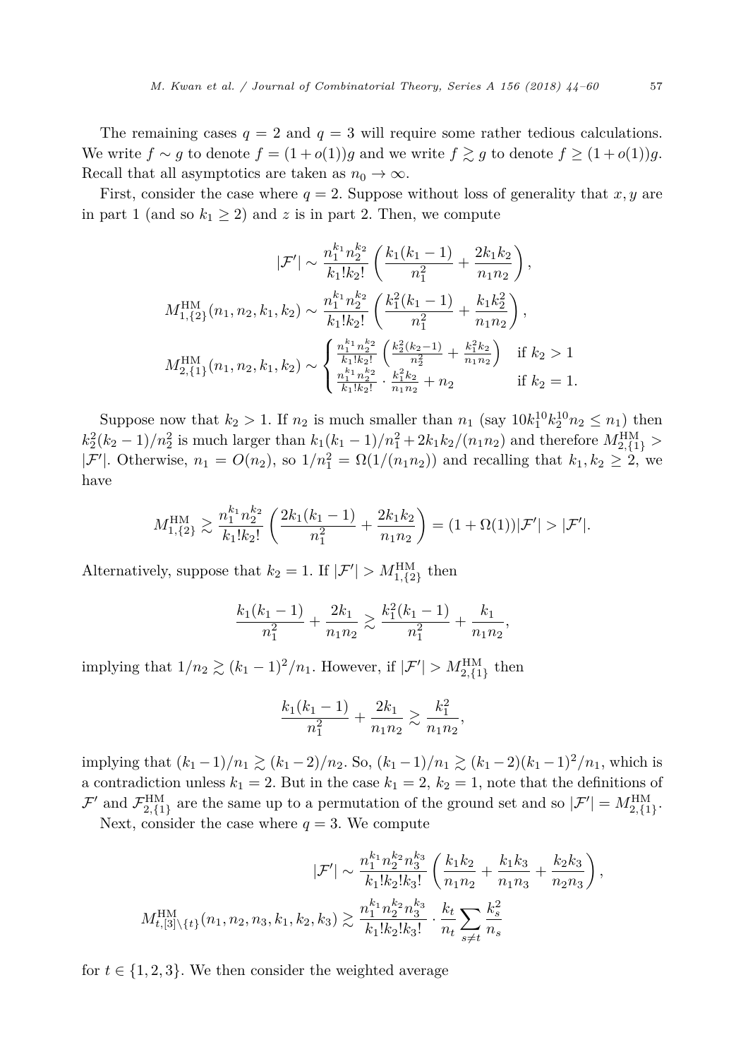The remaining cases $q = 2$ and $q = 3$ will require some rather tedious calculations. We write $f \sim g$ to denote $f = (1 + o(1))g$ and we write $f \gtrsim g$ to denote $f \geq (1 + o(1))g$. Recall that all asymptotics are taken as $n_0 \to \infty$.

First, consider the case where $q = 2$. Suppose without loss of generality that $x, y$ are in part 1 (and so $k_1 \geq 2$) and $z$ is in part 2. Then, we compute

$$
\begin{aligned}
|\mathcal{F}'| &\sim \frac{n_1^{k_1} n_2^{k_2}}{k_1! k_2!} \left( \frac{k_1(k_1-1)}{n_1^2} + \frac{2k_1k_2}{n_1n_2} \right), \\
M^{\mathrm{HM}}_{1,\{2\}}(n_1, n_2, k_1, k_2) &\sim \frac{n_1^{k_1} n_2^{k_2}}{k_1! k_2!} \left( \frac{k_1^2(k_1-1)}{n_1^2} + \frac{k_1k_2^2}{n_1n_2} \right), \\
M^{\mathrm{HM}}_{2,\{1\}}(n_1, n_2, k_1, k_2) &\sim \begin{cases} \frac{n_1^{k_1} n_2^{k_2}}{k_1! k_2!} \left( \frac{k_2^2(k_2-1)}{n_2^2} + \frac{k_1^2 k_2}{n_1n_2} \right) & \text{if } k_2 > 1 \\ \frac{n_1^{k_1} n_2^{k_2}}{k_1! k_2!} \cdot \frac{k_1^2 k_2}{n_1n_2} + n_2 & \text{if } k_2 = 1. \end{cases}
\end{aligned}
$$

Suppose now that $k_2 > 1$. If $n_2$ is much smaller than $n_1$ (say $10k_1^{10}k_2^{10}n_2 \leq n_1$) then $k_2^2(k_2-1)/n_2^2$ is much larger than $k_1(k_1-1)/n_1^2 + 2k_1k_2/(n_1n_2)$ and therefore $M^{\mathrm{HM}}_{2,\{1\}} > |\mathcal{F}'|$. Otherwise, $n_1 = O(n_2)$, so $1/n_1^2 = \Omega(1/(n_1n_2))$ and recalling that $k_1, k_2 \geq 2$, we have

$$
M^{\mathrm{HM}}_{1,\{2\}} \gtrsim \frac{n_1^{k_1} n_2^{k_2}}{k_1! k_2!} \left( \frac{2k_1(k_1-1)}{n_1^2} + \frac{2k_1k_2}{n_1n_2} \right) = (1 + \Omega(1))|\mathcal{F}'| > |\mathcal{F}'|.
$$

Alternatively, suppose that $k_2 = 1$. If $|\mathcal{F}'| > M^{\mathrm{HM}}_{1,\{2\}}$ then

$$
\frac{k_1(k_1-1)}{n_1^2} + \frac{2k_1}{n_1n_2} \gtrsim \frac{k_1^2(k_1-1)}{n_1^2} + \frac{k_1}{n_1n_2},
$$

implying that $1/n_2 \gtrsim (k_1-1)^2/n_1$. However, if $|\mathcal{F}'| > M^{\mathrm{HM}}_{2,\{1\}}$ then

$$
\frac{k_1(k_1-1)}{n_1^2} + \frac{2k_1}{n_1n_2} \gtrsim \frac{k_1^2}{n_1n_2},
$$

implying that $(k_1-1)/n_1 \gtrsim (k_1-2)/n_2$. So, $(k_1-1)/n_1 \gtrsim (k_1-2)(k_1-1)^2/n_1$, which is a contradiction unless $k_1 = 2$. But in the case $k_1 = 2$, $k_2 = 1$, note that the definitions of $\mathcal{F}'$ and $\mathcal{F}^{\mathrm{HM}}_{2,\{1\}}$ are the same up to a permutation of the ground set and so $|\mathcal{F}'| = M^{\mathrm{HM}}_{2,\{1\}}$.

Next, consider the case where $q = 3$. We compute

$$
\begin{aligned}
|\mathcal{F}'| &\sim \frac{n_1^{k_1} n_2^{k_2} n_3^{k_3}}{k_1! k_2! k_3!} \left( \frac{k_1k_2}{n_1n_2} + \frac{k_1k_3}{n_1n_3} + \frac{k_2k_3}{n_2n_3} \right), \\
M^{\mathrm{HM}}_{t,[3]\setminus\{t\}}(n_1, n_2, n_3, k_1, k_2, k_3) &\gtrsim \frac{n_1^{k_1} n_2^{k_2} n_3^{k_3}}{k_1! k_2! k_3!} \cdot \frac{k_t}{n_t} \sum_{s \neq t} \frac{k_s^2}{n_s}
\end{aligned}
$$

for $t \in \{1, 2, 3\}$. We then consider the weighted average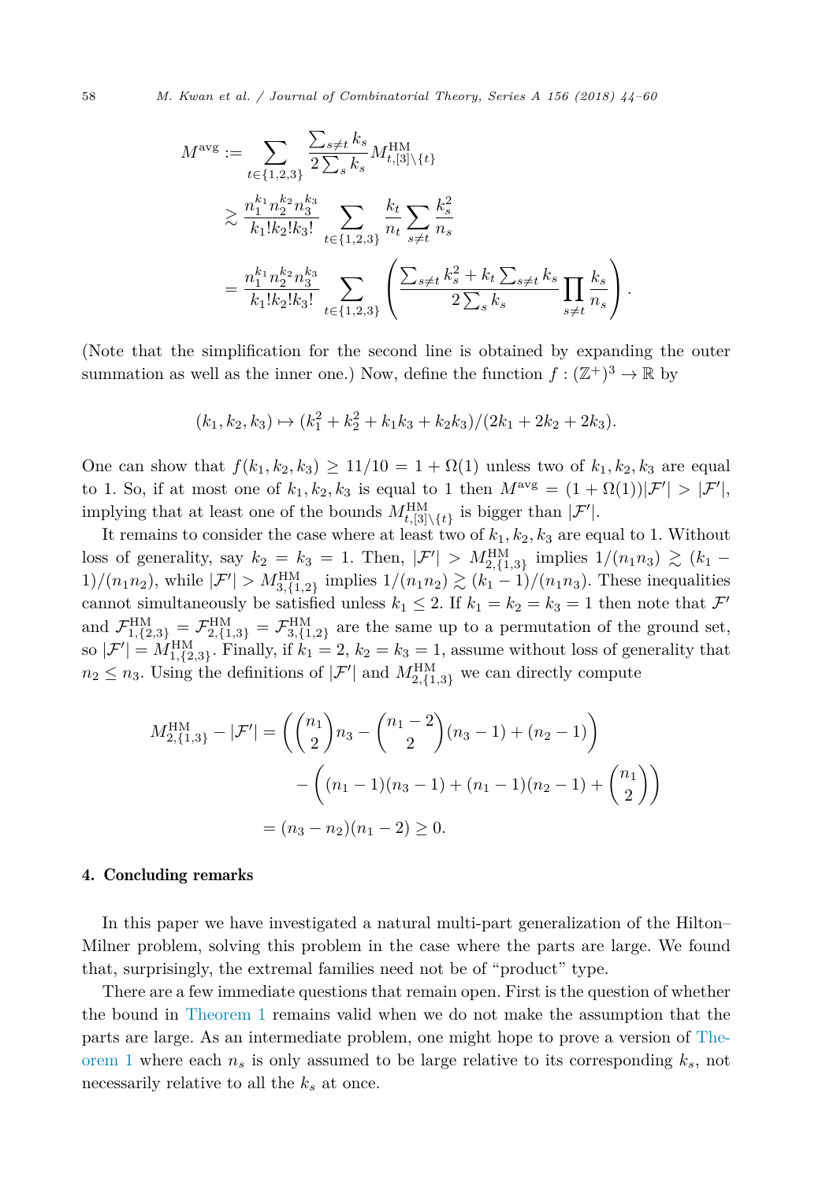$$
\begin{aligned}
M^{\text{avg}} &:= \sum_{t\in\{1,2,3\}} \frac{\sum_{s\neq t} k_s}{2\sum_s k_s} M^{\text{HM}}_{t,[3]\setminus\{t\}} \\
&\gtrsim \frac{n_1^{k_1} n_2^{k_2} n_3^{k_3}}{k_1!k_2!k_3!} \sum_{t\in\{1,2,3\}} \frac{k_t}{n_t} \sum_{s\neq t} \frac{k_s^2}{n_s} \\
&= \frac{n_1^{k_1} n_2^{k_2} n_3^{k_3}}{k_1!k_2!k_3!} \sum_{t\in\{1,2,3\}} \left( \frac{\sum_{s\neq t} k_s^2 + k_t \sum_{s\neq t} k_s}{2\sum_s k_s} \prod_{s\neq t} \frac{k_s}{n_s} \right).
\end{aligned}
$$

(Note that the simplification for the second line is obtained by expanding the outer summation as well as the inner one.) Now, define the function $f : (\mathbb{Z}^+)^3 \to \mathbb{R}$ by

$$
(k_1, k_2, k_3) \mapsto (k_1^2 + k_2^2 + k_1k_3 + k_2k_3)/(2k_1 + 2k_2 + 2k_3).
$$

One can show that $f(k_1, k_2, k_3) \geq 11/10 = 1 + \Omega(1)$ unless two of $k_1, k_2, k_3$ are equal to 1. So, if at most one of $k_1, k_2, k_3$ is equal to 1 then $M^{\text{avg}} = (1 + \Omega(1))|\mathcal{F}'| > |\mathcal{F}'|$, implying that at least one of the bounds $M^{\text{HM}}_{t,[3]\setminus\{t\}}$ is bigger than $|\mathcal{F}'|$.

It remains to consider the case where at least two of $k_1, k_2, k_3$ are equal to 1. Without loss of generality, say $k_2 = k_3 = 1$. Then, $|\mathcal{F}'| > M^{\text{HM}}_{2,\{1,3\}}$ implies $1/(n_1n_3) \gtrsim (k_1 - 1)/(n_1n_2)$, while $|\mathcal{F}'| > M^{\text{HM}}_{3,\{1,2\}}$ implies $1/(n_1n_2) \gtrsim (k_1 - 1)/(n_1n_3)$. These inequalities cannot simultaneously be satisfied unless $k_1 \leq 2$. If $k_1 = k_2 = k_3 = 1$ then note that $\mathcal{F}'$ and $\mathcal{F}^{\text{HM}}_{1,\{2,3\}} = \mathcal{F}^{\text{HM}}_{2,\{1,3\}} = \mathcal{F}^{\text{HM}}_{3,\{1,2\}}$ are the same up to a permutation of the ground set, so $|\mathcal{F}'| = M^{\text{HM}}_{1,\{2,3\}}$. Finally, if $k_1 = 2$, $k_2 = k_3 = 1$, assume without loss of generality that $n_2 \leq n_3$. Using the definitions of $|\mathcal{F}'|$ and $M^{\text{HM}}_{2,\{1,3\}}$ we can directly compute

$$
\begin{aligned}
M^{\text{HM}}_{2,\{1,3\}} - |\mathcal{F}'| &= \left( \binom{n_1}{2} n_3 - \binom{n_1 - 2}{2}(n_3 - 1) + (n_2 - 1) \right) \\
&\quad - \left( (n_1 - 1)(n_3 - 1) + (n_1 - 1)(n_2 - 1) + \binom{n_1}{2} \right) \\
&= (n_3 - n_2)(n_1 - 2) \geq 0.
\end{aligned}
$$

## 4. Concluding remarks

In this paper we have investigated a natural multi-part generalization of the Hilton–Milner problem, solving this problem in the case where the parts are large. We found that, surprisingly, the extremal families need not be of "product" type.

There are a few immediate questions that remain open. First is the question of whether the bound in Theorem 1 remains valid when we do not make the assumption that the parts are large. As an intermediate problem, one might hope to prove a version of Theorem 1 where each $n_s$ is only assumed to be large relative to its corresponding $k_s$, not necessarily relative to all the $k_s$ at once.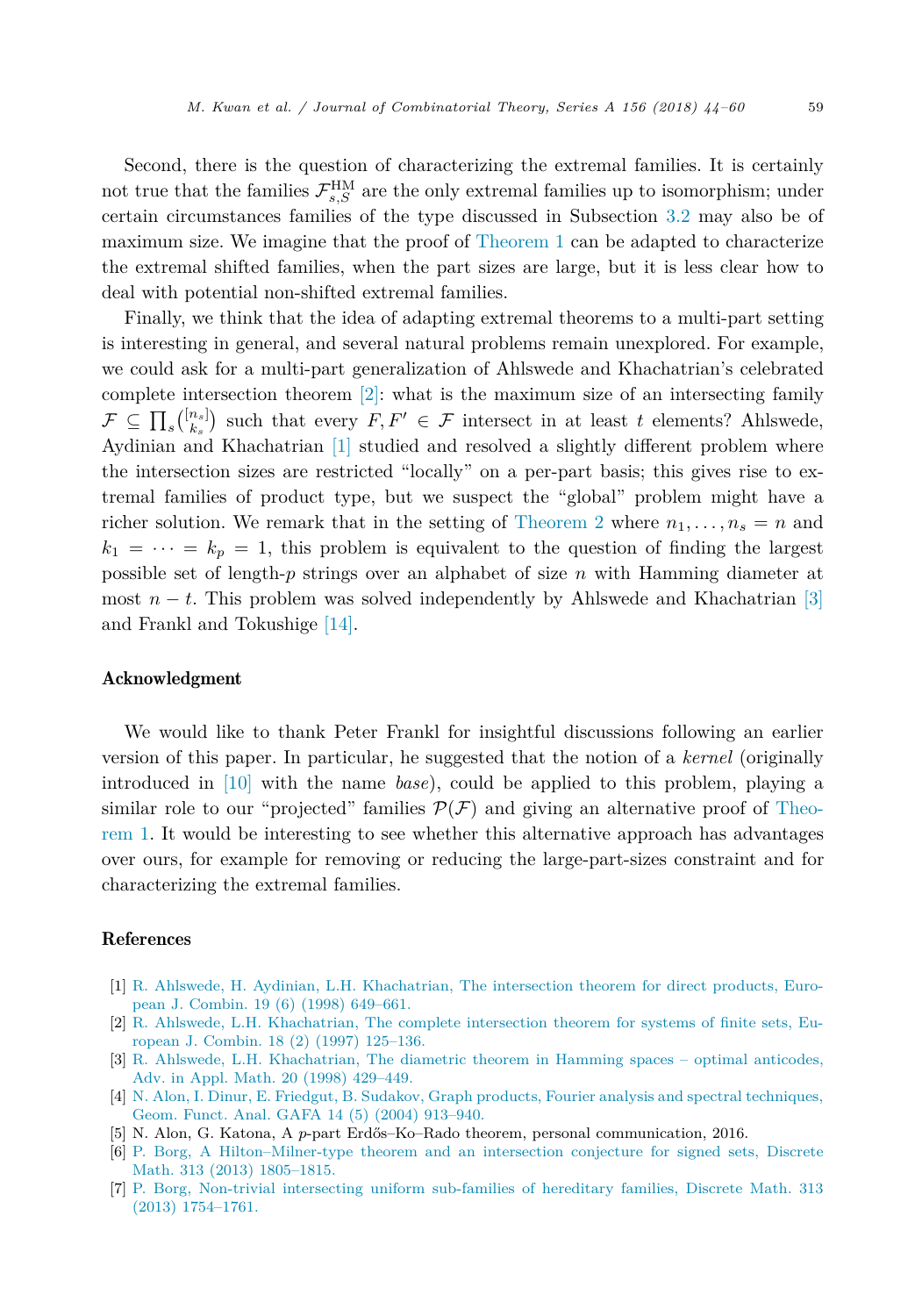Second, there is the question of characterizing the extremal families. It is certainly not true that the families $\mathcal{F}^{\mathrm{HM}}_{s,S}$ are the only extremal families up to isomorphism; under certain circumstances families of the type discussed in Subsection 3.2 may also be of maximum size. We imagine that the proof of Theorem 1 can be adapted to characterize the extremal shifted families, when the part sizes are large, but it is less clear how to deal with potential non-shifted extremal families.

Finally, we think that the idea of adapting extremal theorems to a multi-part setting is interesting in general, and several natural problems remain unexplored. For example, we could ask for a multi-part generalization of Ahlswede and Khachatrian's celebrated complete intersection theorem [2]: what is the maximum size of an intersecting family $\mathcal{F} \subseteq \prod_s \binom{[n_s]}{k_s}$ such that every $F, F' \in \mathcal{F}$ intersect in at least $t$ elements? Ahlswede, Aydinian and Khachatrian [1] studied and resolved a slightly different problem where the intersection sizes are restricted "locally" on a per-part basis; this gives rise to extremal families of product type, but we suspect the "global" problem might have a richer solution. We remark that in the setting of Theorem 2 where $n_1, \ldots, n_s = n$ and $k_1 = \cdots = k_p = 1$, this problem is equivalent to the question of finding the largest possible set of length-$p$ strings over an alphabet of size $n$ with Hamming diameter at most $n - t$. This problem was solved independently by Ahlswede and Khachatrian [3] and Frankl and Tokushige [14].

## Acknowledgment

We would like to thank Peter Frankl for insightful discussions following an earlier version of this paper. In particular, he suggested that the notion of a *kernel* (originally introduced in [10] with the name *base*), could be applied to this problem, playing a similar role to our "projected" families $\mathcal{P}(\mathcal{F})$ and giving an alternative proof of Theorem 1. It would be interesting to see whether this alternative approach has advantages over ours, for example for removing or reducing the large-part-sizes constraint and for characterizing the extremal families.

## References

[1] R. Ahlswede, H. Aydinian, L.H. Khachatrian, The intersection theorem for direct products, European J. Combin. 19 (6) (1998) 649–661.

[2] R. Ahlswede, L.H. Khachatrian, The complete intersection theorem for systems of finite sets, European J. Combin. 18 (2) (1997) 125–136.

[3] R. Ahlswede, L.H. Khachatrian, The diametric theorem in Hamming spaces – optimal anticodes, Adv. in Appl. Math. 20 (1998) 429–449.

[4] N. Alon, I. Dinur, E. Friedgut, B. Sudakov, Graph products, Fourier analysis and spectral techniques, Geom. Funct. Anal. GAFA 14 (5) (2004) 913–940.

[5] N. Alon, G. Katona, A $p$-part Erdős–Ko–Rado theorem, personal communication, 2016.

[6] P. Borg, A Hilton–Milner-type theorem and an intersection conjecture for signed sets, Discrete Math. 313 (2013) 1805–1815.

[7] P. Borg, Non-trivial intersecting uniform sub-families of hereditary families, Discrete Math. 313 (2013) 1754–1761.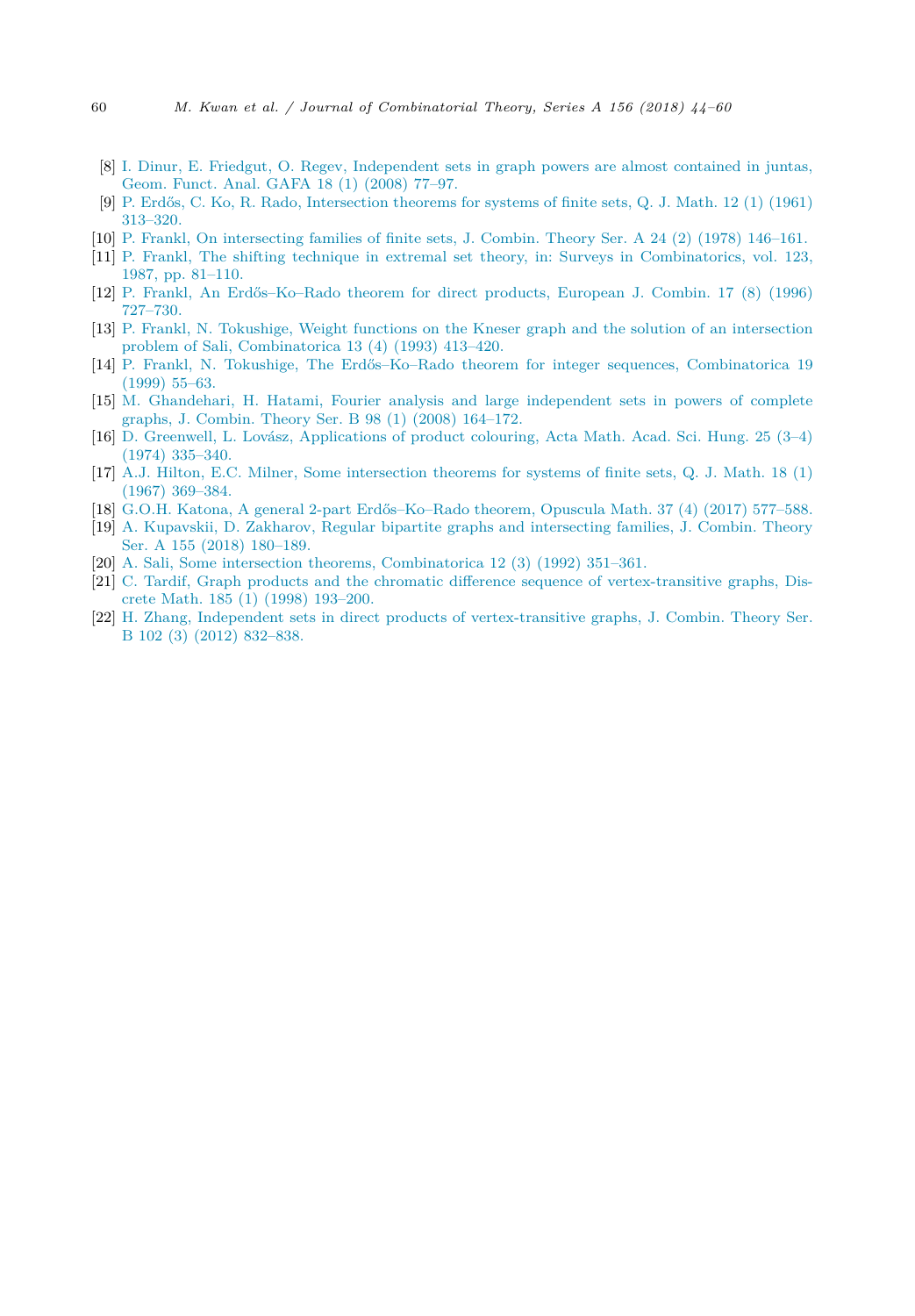[8] I. Dinur, E. Friedgut, O. Regev, Independent sets in graph powers are almost contained in juntas, Geom. Funct. Anal. GAFA 18 (1) (2008) 77–97.

[9] P. Erdős, C. Ko, R. Rado, Intersection theorems for systems of finite sets, Q. J. Math. 12 (1) (1961) 313–320.

[10] P. Frankl, On intersecting families of finite sets, J. Combin. Theory Ser. A 24 (2) (1978) 146–161.

[11] P. Frankl, The shifting technique in extremal set theory, in: Surveys in Combinatorics, vol. 123, 1987, pp. 81–110.

[12] P. Frankl, An Erdős–Ko–Rado theorem for direct products, European J. Combin. 17 (8) (1996) 727–730.

[13] P. Frankl, N. Tokushige, Weight functions on the Kneser graph and the solution of an intersection problem of Sali, Combinatorica 13 (4) (1993) 413–420.

[14] P. Frankl, N. Tokushige, The Erdős–Ko–Rado theorem for integer sequences, Combinatorica 19 (1999) 55–63.

[15] M. Ghandehari, H. Hatami, Fourier analysis and large independent sets in powers of complete graphs, J. Combin. Theory Ser. B 98 (1) (2008) 164–172.

[16] D. Greenwell, L. Lovász, Applications of product colouring, Acta Math. Acad. Sci. Hung. 25 (3–4) (1974) 335–340.

[17] A.J. Hilton, E.C. Milner, Some intersection theorems for systems of finite sets, Q. J. Math. 18 (1) (1967) 369–384.

[18] G.O.H. Katona, A general 2-part Erdős–Ko–Rado theorem, Opuscula Math. 37 (4) (2017) 577–588.

[19] A. Kupavskii, D. Zakharov, Regular bipartite graphs and intersecting families, J. Combin. Theory Ser. A 155 (2018) 180–189.

[20] A. Sali, Some intersection theorems, Combinatorica 12 (3) (1992) 351–361.

[21] C. Tardif, Graph products and the chromatic difference sequence of vertex-transitive graphs, Discrete Math. 185 (1) (1998) 193–200.

[22] H. Zhang, Independent sets in direct products of vertex-transitive graphs, J. Combin. Theory Ser. B 102 (3) (2012) 832–838.